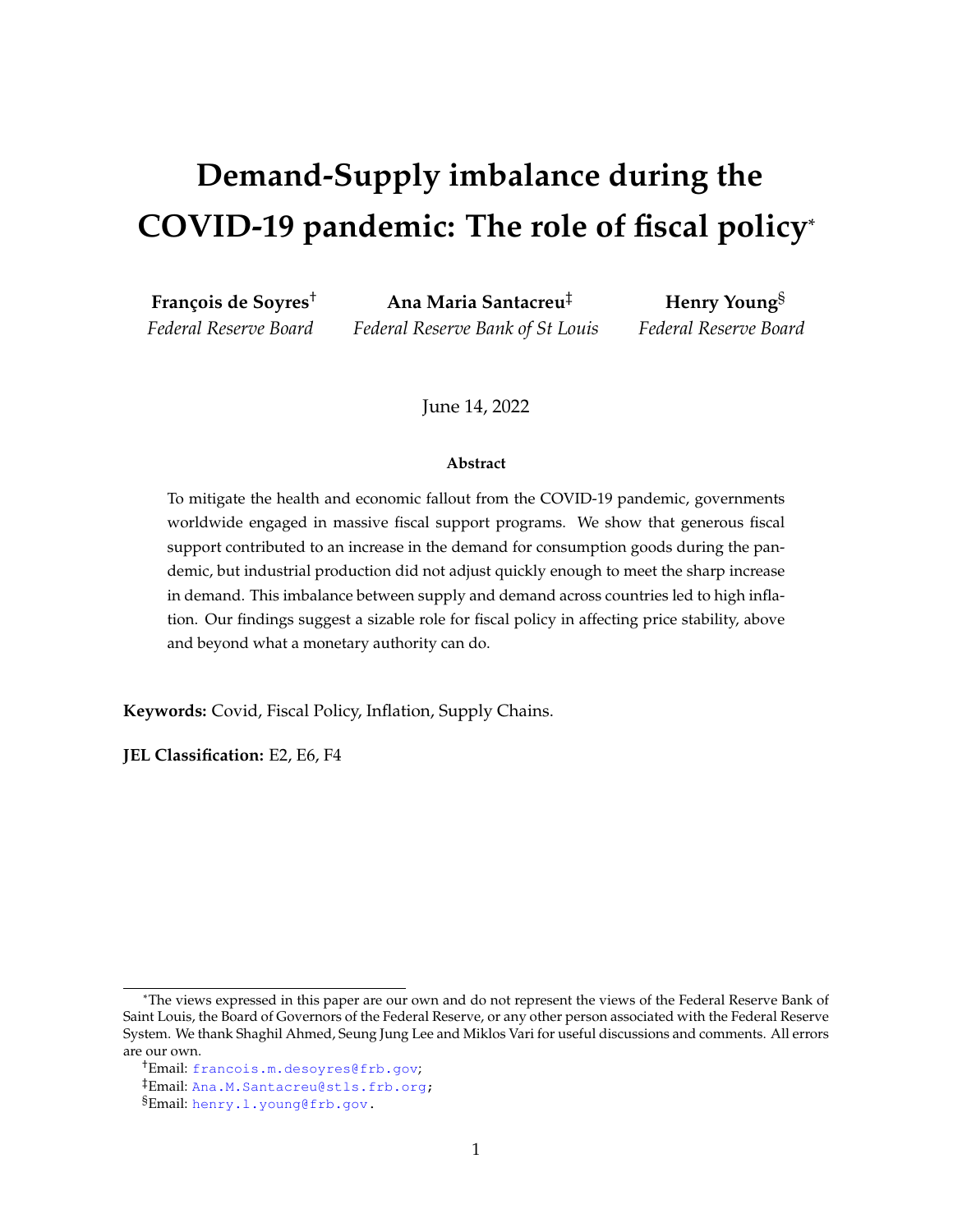# Demand-Supply imbalance during the COVID-19 pandemic: The role of fiscal policy*

**François de Soyres**[†]
*Federal Reserve Board*

**Ana Maria Santacreu**[‡]
*Federal Reserve Bank of St Louis*

**Henry Young**[§]
*Federal Reserve Board*

June 14, 2022

**Abstract**

To mitigate the health and economic fallout from the COVID-19 pandemic, governments worldwide engaged in massive fiscal support programs. We show that generous fiscal support contributed to an increase in the demand for consumption goods during the pandemic, but industrial production did not adjust quickly enough to meet the sharp increase in demand. This imbalance between supply and demand across countries led to high inflation. Our findings suggest a sizable role for fiscal policy in affecting price stability, above and beyond what a monetary authority can do.

**Keywords:** Covid, Fiscal Policy, Inflation, Supply Chains.

**JEL Classification:** E2, E6, F4

---

*The views expressed in this paper are our own and do not represent the views of the Federal Reserve Bank of Saint Louis, the Board of Governors of the Federal Reserve, or any other person associated with the Federal Reserve System. We thank Shaghil Ahmed, Seung Jung Lee and Miklos Vari for useful discussions and comments. All errors are our own.

[†]Email: francois.m.desoyres@frb.gov;

[‡]Email: Ana.M.Santacreu@stls.frb.org;

[§]Email: henry.l.young@frb.gov.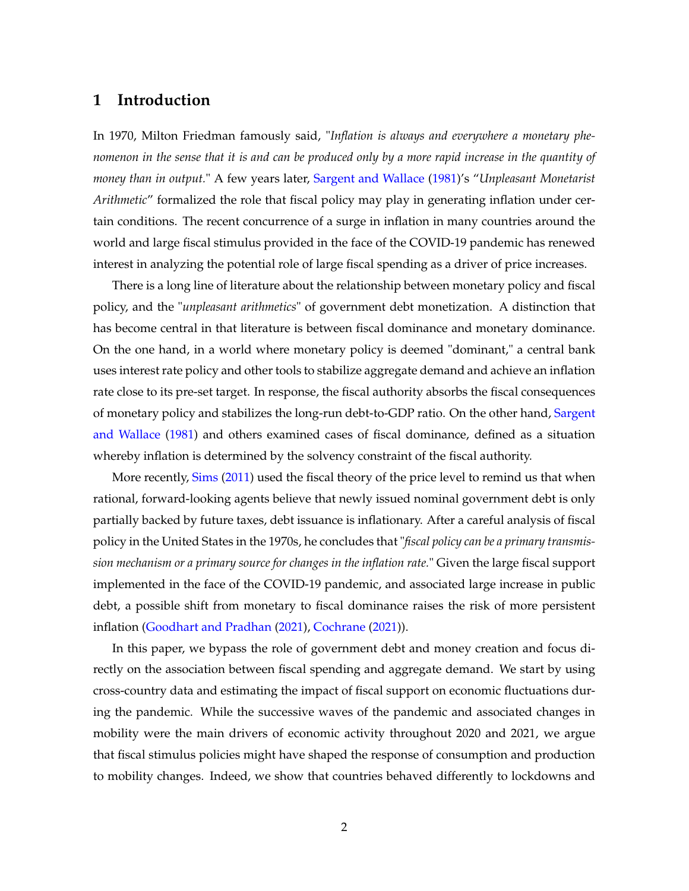## 1 Introduction

In 1970, Milton Friedman famously said, "*Inflation is always and everywhere a monetary phenomenon in the sense that it is and can be produced only by a more rapid increase in the quantity of money than in output.*" A few years later, Sargent and Wallace (1981)'s "*Unpleasant Monetarist Arithmetic*" formalized the role that fiscal policy may play in generating inflation under certain conditions. The recent concurrence of a surge in inflation in many countries around the world and large fiscal stimulus provided in the face of the COVID-19 pandemic has renewed interest in analyzing the potential role of large fiscal spending as a driver of price increases.

There is a long line of literature about the relationship between monetary policy and fiscal policy, and the "*unpleasant arithmetics*" of government debt monetization. A distinction that has become central in that literature is between fiscal dominance and monetary dominance. On the one hand, in a world where monetary policy is deemed "dominant," a central bank uses interest rate policy and other tools to stabilize aggregate demand and achieve an inflation rate close to its pre-set target. In response, the fiscal authority absorbs the fiscal consequences of monetary policy and stabilizes the long-run debt-to-GDP ratio. On the other hand, Sargent and Wallace (1981) and others examined cases of fiscal dominance, defined as a situation whereby inflation is determined by the solvency constraint of the fiscal authority.

More recently, Sims (2011) used the fiscal theory of the price level to remind us that when rational, forward-looking agents believe that newly issued nominal government debt is only partially backed by future taxes, debt issuance is inflationary. After a careful analysis of fiscal policy in the United States in the 1970s, he concludes that "*fiscal policy can be a primary transmission mechanism or a primary source for changes in the inflation rate.*" Given the large fiscal support implemented in the face of the COVID-19 pandemic, and associated large increase in public debt, a possible shift from monetary to fiscal dominance raises the risk of more persistent inflation (Goodhart and Pradhan (2021), Cochrane (2021)).

In this paper, we bypass the role of government debt and money creation and focus directly on the association between fiscal spending and aggregate demand. We start by using cross-country data and estimating the impact of fiscal support on economic fluctuations during the pandemic. While the successive waves of the pandemic and associated changes in mobility were the main drivers of economic activity throughout 2020 and 2021, we argue that fiscal stimulus policies might have shaped the response of consumption and production to mobility changes. Indeed, we show that countries behaved differently to lockdowns and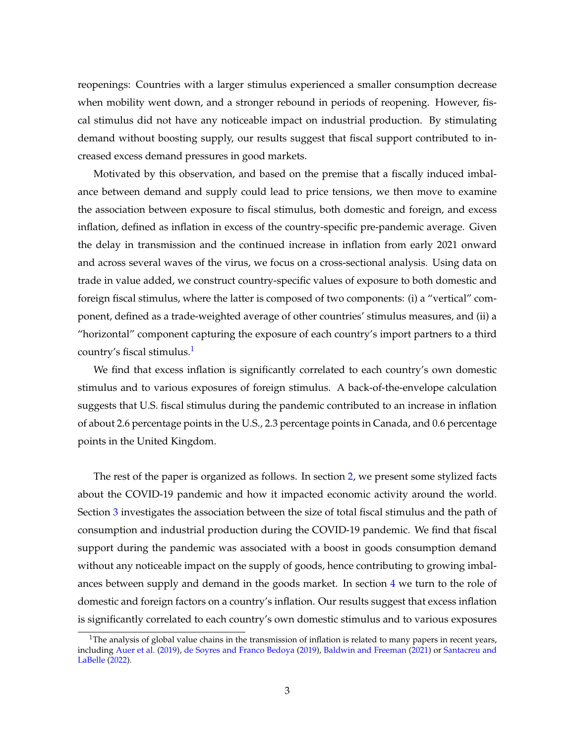reopenings: Countries with a larger stimulus experienced a smaller consumption decrease when mobility went down, and a stronger rebound in periods of reopening. However, fiscal stimulus did not have any noticeable impact on industrial production. By stimulating demand without boosting supply, our results suggest that fiscal support contributed to increased excess demand pressures in good markets.

Motivated by this observation, and based on the premise that a fiscally induced imbalance between demand and supply could lead to price tensions, we then move to examine the association between exposure to fiscal stimulus, both domestic and foreign, and excess inflation, defined as inflation in excess of the country-specific pre-pandemic average. Given the delay in transmission and the continued increase in inflation from early 2021 onward and across several waves of the virus, we focus on a cross-sectional analysis. Using data on trade in value added, we construct country-specific values of exposure to both domestic and foreign fiscal stimulus, where the latter is composed of two components: (i) a "vertical" component, defined as a trade-weighted average of other countries' stimulus measures, and (ii) a "horizontal" component capturing the exposure of each country's import partners to a third country's fiscal stimulus.[1]

We find that excess inflation is significantly correlated to each country's own domestic stimulus and to various exposures of foreign stimulus. A back-of-the-envelope calculation suggests that U.S. fiscal stimulus during the pandemic contributed to an increase in inflation of about 2.6 percentage points in the U.S., 2.3 percentage points in Canada, and 0.6 percentage points in the United Kingdom.

The rest of the paper is organized as follows. In section 2, we present some stylized facts about the COVID-19 pandemic and how it impacted economic activity around the world. Section 3 investigates the association between the size of total fiscal stimulus and the path of consumption and industrial production during the COVID-19 pandemic. We find that fiscal support during the pandemic was associated with a boost in goods consumption demand without any noticeable impact on the supply of goods, hence contributing to growing imbalances between supply and demand in the goods market. In section 4 we turn to the role of domestic and foreign factors on a country's inflation. Our results suggest that excess inflation is significantly correlated to each country's own domestic stimulus and to various exposures

[1] The analysis of global value chains in the transmission of inflation is related to many papers in recent years, including Auer et al. (2019), de Soyres and Franco Bedoya (2019), Baldwin and Freeman (2021) or Santacreu and LaBelle (2022).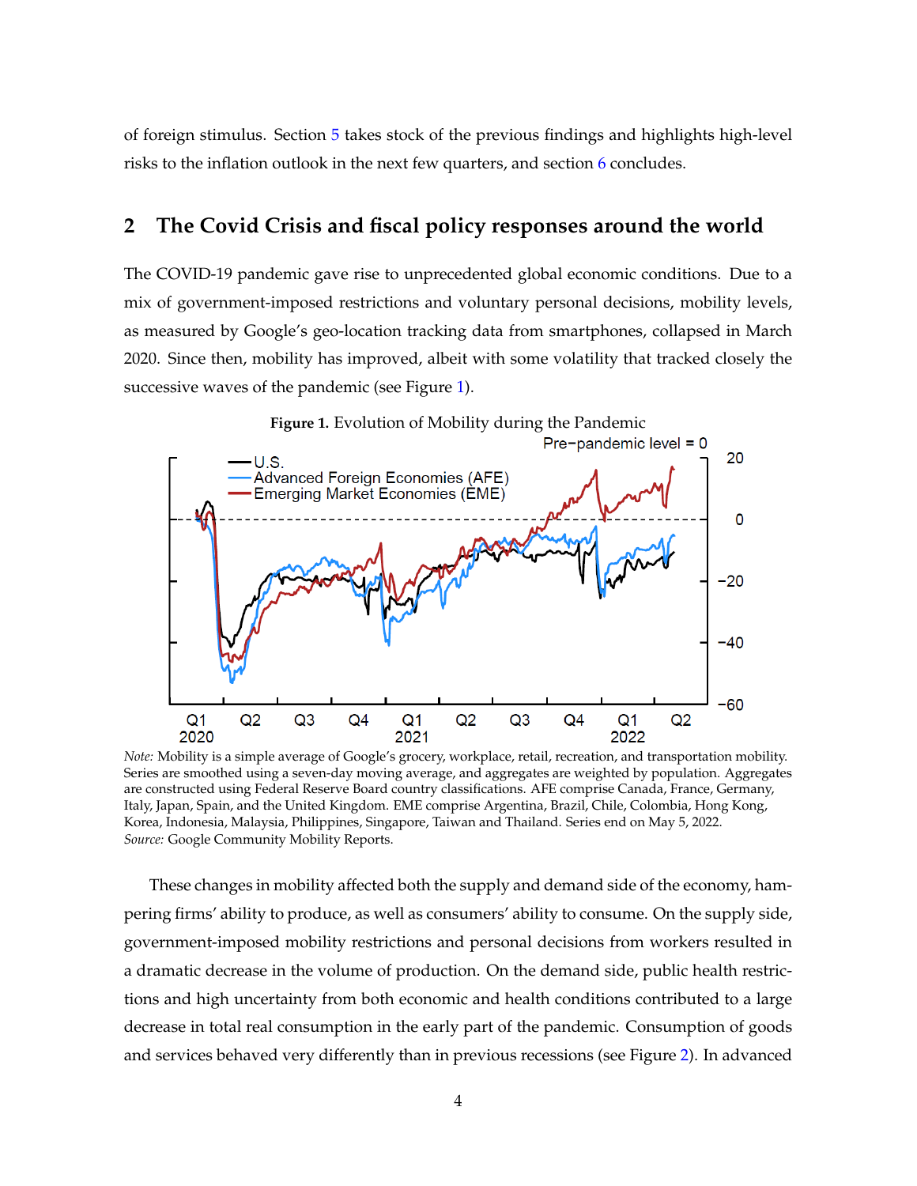of foreign stimulus. Section 5 takes stock of the previous findings and highlights high-level risks to the inflation outlook in the next few quarters, and section 6 concludes.

## 2 The Covid Crisis and fiscal policy responses around the world

The COVID-19 pandemic gave rise to unprecedented global economic conditions. Due to a mix of government-imposed restrictions and voluntary personal decisions, mobility levels, as measured by Google's geo-location tracking data from smartphones, collapsed in March 2020. Since then, mobility has improved, albeit with some volatility that tracked closely the successive waves of the pandemic (see Figure 1).

**Figure 1.** Evolution of Mobility during the Pandemic

*Note:* Mobility is a simple average of Google's grocery, workplace, retail, recreation, and transportation mobility. Series are smoothed using a seven-day moving average, and aggregates are weighted by population. Aggregates are constructed using Federal Reserve Board country classifications. AFE comprise Canada, France, Germany, Italy, Japan, Spain, and the United Kingdom. EME comprise Argentina, Brazil, Chile, Colombia, Hong Kong, Korea, Indonesia, Malaysia, Philippines, Singapore, Taiwan and Thailand. Series end on May 5, 2022.
*Source:* Google Community Mobility Reports.

These changes in mobility affected both the supply and demand side of the economy, hampering firms' ability to produce, as well as consumers' ability to consume. On the supply side, government-imposed mobility restrictions and personal decisions from workers resulted in a dramatic decrease in the volume of production. On the demand side, public health restrictions and high uncertainty from both economic and health conditions contributed to a large decrease in total real consumption in the early part of the pandemic. Consumption of goods and services behaved very differently than in previous recessions (see Figure 2). In advanced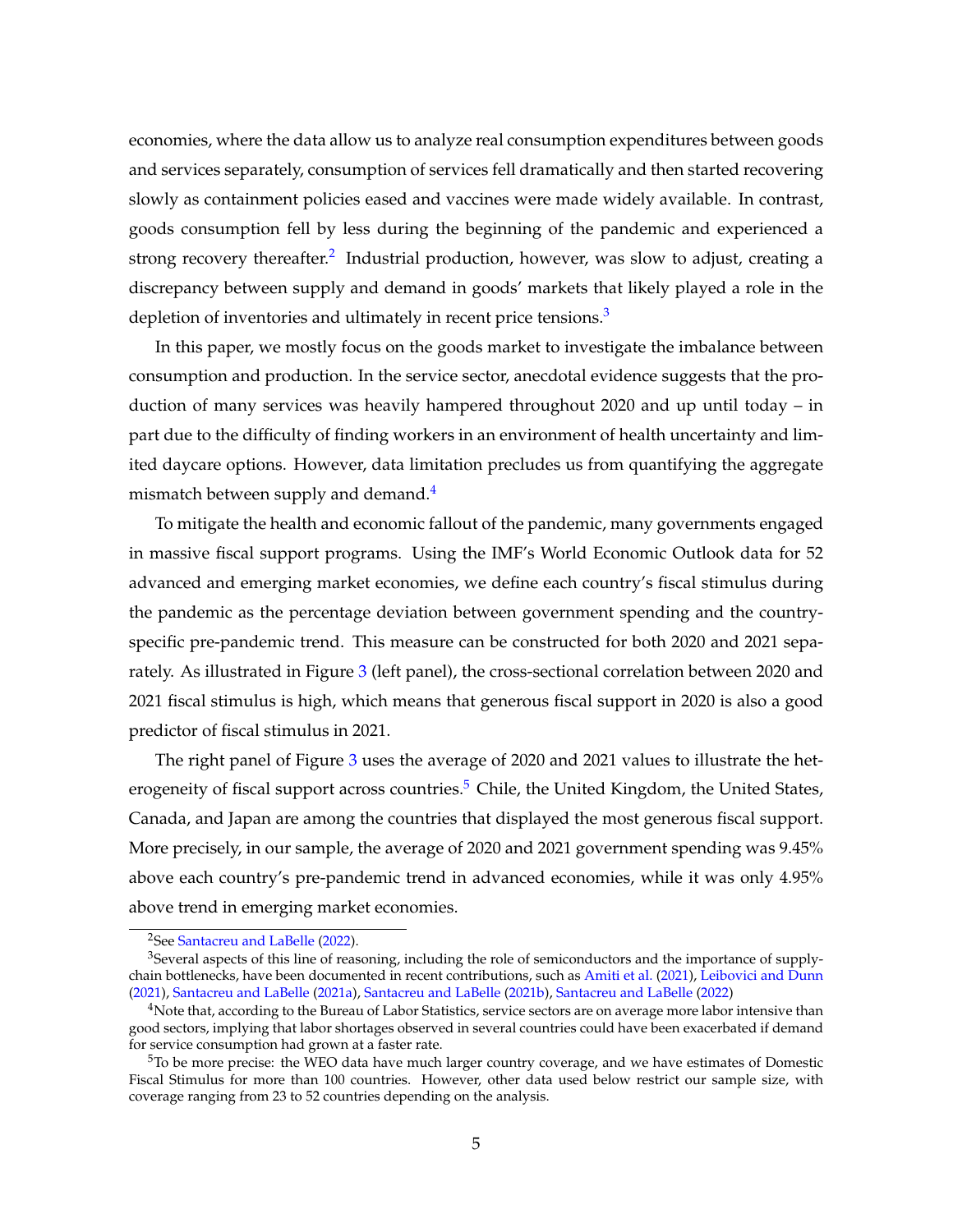economies, where the data allow us to analyze real consumption expenditures between goods and services separately, consumption of services fell dramatically and then started recovering slowly as containment policies eased and vaccines were made widely available. In contrast, goods consumption fell by less during the beginning of the pandemic and experienced a strong recovery thereafter.[2] Industrial production, however, was slow to adjust, creating a discrepancy between supply and demand in goods' markets that likely played a role in the depletion of inventories and ultimately in recent price tensions.[3]

In this paper, we mostly focus on the goods market to investigate the imbalance between consumption and production. In the service sector, anecdotal evidence suggests that the production of many services was heavily hampered throughout 2020 and up until today – in part due to the difficulty of finding workers in an environment of health uncertainty and limited daycare options. However, data limitation precludes us from quantifying the aggregate mismatch between supply and demand.[4]

To mitigate the health and economic fallout of the pandemic, many governments engaged in massive fiscal support programs. Using the IMF's World Economic Outlook data for 52 advanced and emerging market economies, we define each country's fiscal stimulus during the pandemic as the percentage deviation between government spending and the country-specific pre-pandemic trend. This measure can be constructed for both 2020 and 2021 separately. As illustrated in Figure 3 (left panel), the cross-sectional correlation between 2020 and 2021 fiscal stimulus is high, which means that generous fiscal support in 2020 is also a good predictor of fiscal stimulus in 2021.

The right panel of Figure 3 uses the average of 2020 and 2021 values to illustrate the heterogeneity of fiscal support across countries.[5] Chile, the United Kingdom, the United States, Canada, and Japan are among the countries that displayed the most generous fiscal support. More precisely, in our sample, the average of 2020 and 2021 government spending was 9.45% above each country's pre-pandemic trend in advanced economies, while it was only 4.95% above trend in emerging market economies.

---

[2] See Santacreu and LaBelle (2022).

[3] Several aspects of this line of reasoning, including the role of semiconductors and the importance of supply-chain bottlenecks, have been documented in recent contributions, such as Amiti et al. (2021), Leibovici and Dunn (2021), Santacreu and LaBelle (2021a), Santacreu and LaBelle (2021b), Santacreu and LaBelle (2022)

[4] Note that, according to the Bureau of Labor Statistics, service sectors are on average more labor intensive than good sectors, implying that labor shortages observed in several countries could have been exacerbated if demand for service consumption had grown at a faster rate.

[5] To be more precise: the WEO data have much larger country coverage, and we have estimates of Domestic Fiscal Stimulus for more than 100 countries. However, other data used below restrict our sample size, with coverage ranging from 23 to 52 countries depending on the analysis.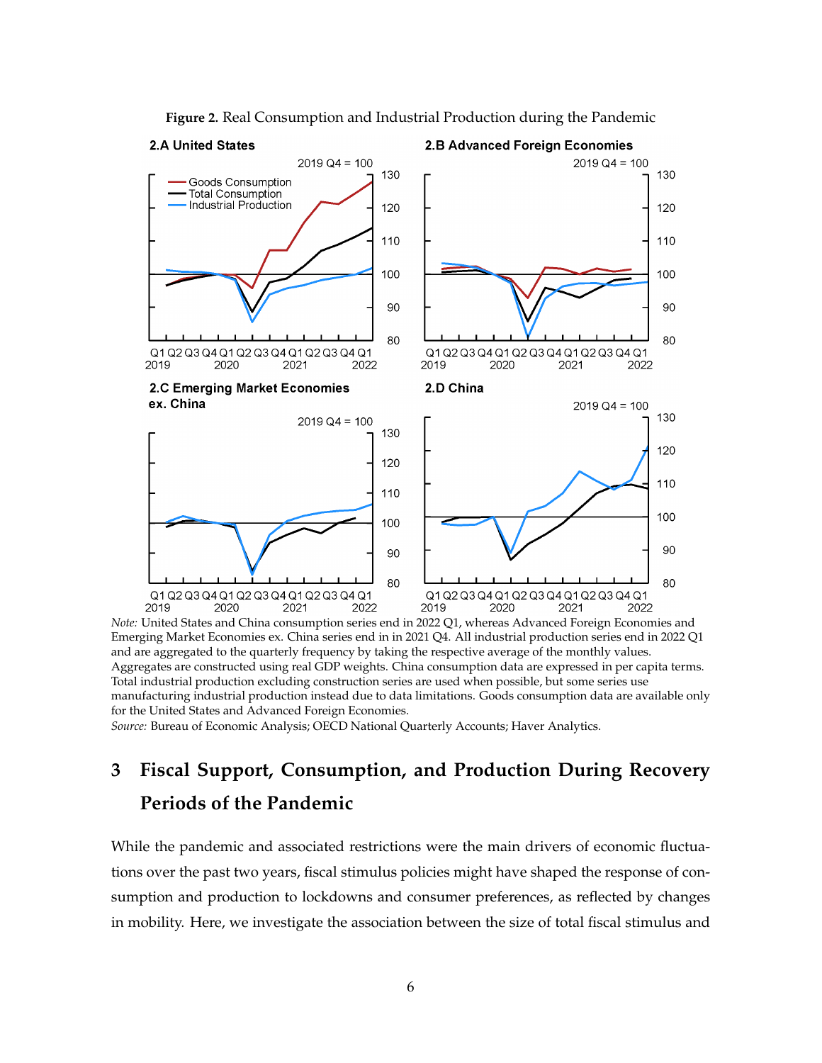**Figure 2.** Real Consumption and Industrial Production during the Pandemic

*Note:* United States and China consumption series end in 2022 Q1, whereas Advanced Foreign Economies and Emerging Market Economies ex. China series end in in 2021 Q4. All industrial production series end in 2022 Q1 and are aggregated to the quarterly frequency by taking the respective average of the monthly values. Aggregates are constructed using real GDP weights. China consumption data are expressed in per capita terms. Total industrial production excluding construction series are used when possible, but some series use manufacturing industrial production instead due to data limitations. Goods consumption data are available only for the United States and Advanced Foreign Economies.

*Source:* Bureau of Economic Analysis; OECD National Quarterly Accounts; Haver Analytics.

# 3 Fiscal Support, Consumption, and Production During Recovery Periods of the Pandemic

While the pandemic and associated restrictions were the main drivers of economic fluctuations over the past two years, fiscal stimulus policies might have shaped the response of consumption and production to lockdowns and consumer preferences, as reflected by changes in mobility. Here, we investigate the association between the size of total fiscal stimulus and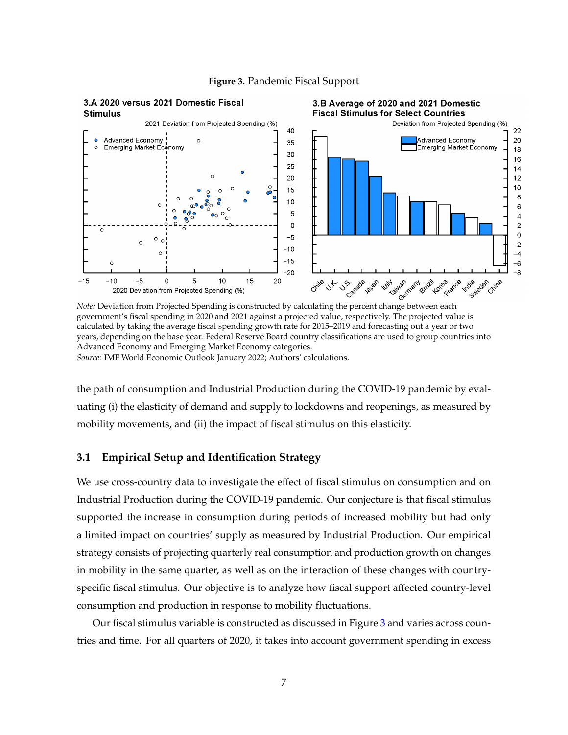**Figure 3.** Pandemic Fiscal Support

*Note:* Deviation from Projected Spending is constructed by calculating the percent change between each government's fiscal spending in 2020 and 2021 against a projected value, respectively. The projected value is calculated by taking the average fiscal spending growth rate for 2015–2019 and forecasting out a year or two years, depending on the base year. Federal Reserve Board country classifications are used to group countries into Advanced Economy and Emerging Market Economy categories.
*Source:* IMF World Economic Outlook January 2022; Authors' calculations.

the path of consumption and Industrial Production during the COVID-19 pandemic by evaluating (i) the elasticity of demand and supply to lockdowns and reopenings, as measured by mobility movements, and (ii) the impact of fiscal stimulus on this elasticity.

### 3.1 Empirical Setup and Identification Strategy

We use cross-country data to investigate the effect of fiscal stimulus on consumption and on Industrial Production during the COVID-19 pandemic. Our conjecture is that fiscal stimulus supported the increase in consumption during periods of increased mobility but had only a limited impact on countries' supply as measured by Industrial Production. Our empirical strategy consists of projecting quarterly real consumption and production growth on changes in mobility in the same quarter, as well as on the interaction of these changes with country-specific fiscal stimulus. Our objective is to analyze how fiscal support affected country-level consumption and production in response to mobility fluctuations.

Our fiscal stimulus variable is constructed as discussed in Figure 3 and varies across countries and time. For all quarters of 2020, it takes into account government spending in excess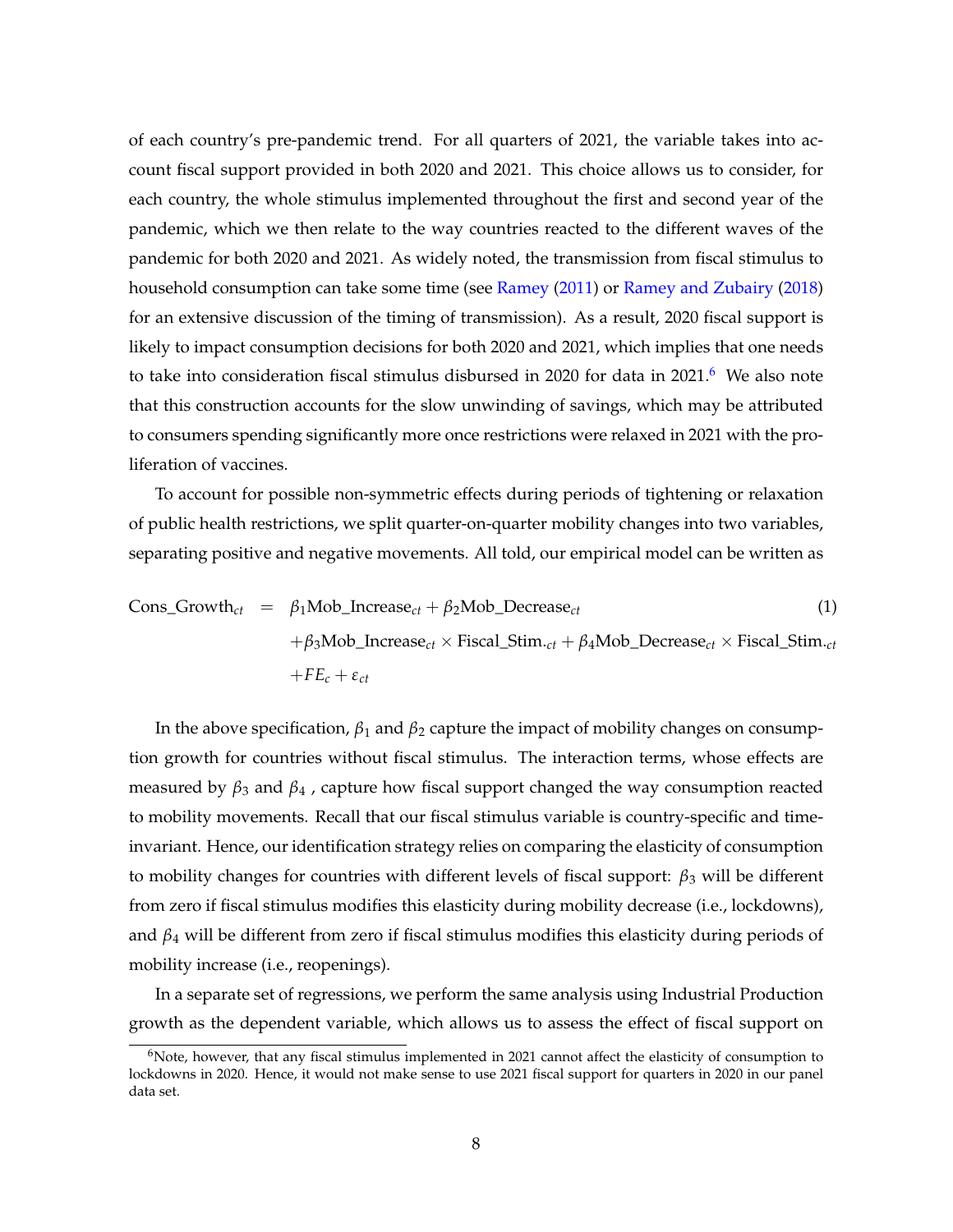of each country's pre-pandemic trend. For all quarters of 2021, the variable takes into account fiscal support provided in both 2020 and 2021. This choice allows us to consider, for each country, the whole stimulus implemented throughout the first and second year of the pandemic, which we then relate to the way countries reacted to the different waves of the pandemic for both 2020 and 2021. As widely noted, the transmission from fiscal stimulus to household consumption can take some time (see Ramey (2011) or Ramey and Zubairy (2018) for an extensive discussion of the timing of transmission). As a result, 2020 fiscal support is likely to impact consumption decisions for both 2020 and 2021, which implies that one needs to take into consideration fiscal stimulus disbursed in 2020 for data in 2021.[6] We also note that this construction accounts for the slow unwinding of savings, which may be attributed to consumers spending significantly more once restrictions were relaxed in 2021 with the proliferation of vaccines.

To account for possible non-symmetric effects during periods of tightening or relaxation of public health restrictions, we split quarter-on-quarter mobility changes into two variables, separating positive and negative movements. All told, our empirical model can be written as

$$
\begin{aligned}
\text{Cons\_Growth}_{ct} \;=\;& \beta_1 \text{Mob\_Increase}_{ct} + \beta_2 \text{Mob\_Decrease}_{ct} \\
&+ \beta_3 \text{Mob\_Increase}_{ct} \times \text{Fiscal\_Stim.}_{ct} + \beta_4 \text{Mob\_Decrease}_{ct} \times \text{Fiscal\_Stim.}_{ct} \\
&+ FE_c + \varepsilon_{ct}
\end{aligned}
\tag{1}
$$

In the above specification, $\beta_1$ and $\beta_2$ capture the impact of mobility changes on consumption growth for countries without fiscal stimulus. The interaction terms, whose effects are measured by $\beta_3$ and $\beta_4$ , capture how fiscal support changed the way consumption reacted to mobility movements. Recall that our fiscal stimulus variable is country-specific and time-invariant. Hence, our identification strategy relies on comparing the elasticity of consumption to mobility changes for countries with different levels of fiscal support: $\beta_3$ will be different from zero if fiscal stimulus modifies this elasticity during mobility decrease (i.e., lockdowns), and $\beta_4$ will be different from zero if fiscal stimulus modifies this elasticity during periods of mobility increase (i.e., reopenings).

In a separate set of regressions, we perform the same analysis using Industrial Production growth as the dependent variable, which allows us to assess the effect of fiscal support on

[6] Note, however, that any fiscal stimulus implemented in 2021 cannot affect the elasticity of consumption to lockdowns in 2020. Hence, it would not make sense to use 2021 fiscal support for quarters in 2020 in our panel data set.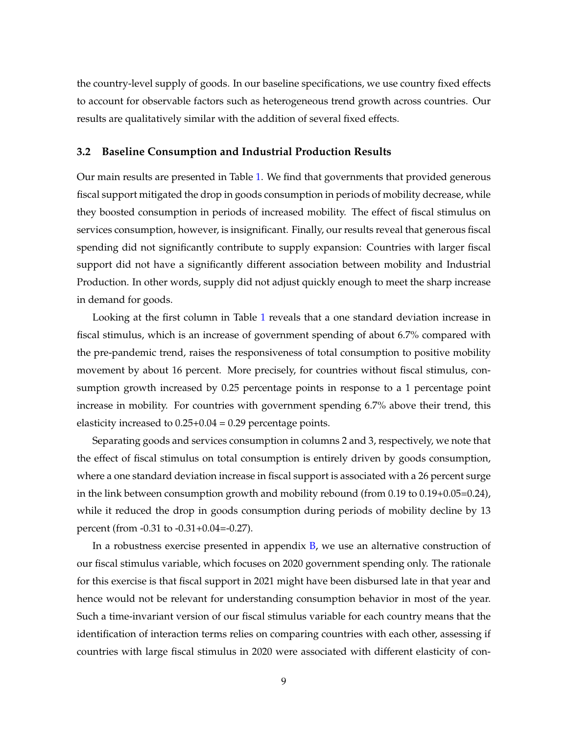the country-level supply of goods. In our baseline specifications, we use country fixed effects to account for observable factors such as heterogeneous trend growth across countries. Our results are qualitatively similar with the addition of several fixed effects.

### 3.2 Baseline Consumption and Industrial Production Results

Our main results are presented in Table 1. We find that governments that provided generous fiscal support mitigated the drop in goods consumption in periods of mobility decrease, while they boosted consumption in periods of increased mobility. The effect of fiscal stimulus on services consumption, however, is insignificant. Finally, our results reveal that generous fiscal spending did not significantly contribute to supply expansion: Countries with larger fiscal support did not have a significantly different association between mobility and Industrial Production. In other words, supply did not adjust quickly enough to meet the sharp increase in demand for goods.

Looking at the first column in Table 1 reveals that a one standard deviation increase in fiscal stimulus, which is an increase of government spending of about 6.7% compared with the pre-pandemic trend, raises the responsiveness of total consumption to positive mobility movement by about 16 percent. More precisely, for countries without fiscal stimulus, consumption growth increased by 0.25 percentage points in response to a 1 percentage point increase in mobility. For countries with government spending 6.7% above their trend, this elasticity increased to 0.25+0.04 = 0.29 percentage points.

Separating goods and services consumption in columns 2 and 3, respectively, we note that the effect of fiscal stimulus on total consumption is entirely driven by goods consumption, where a one standard deviation increase in fiscal support is associated with a 26 percent surge in the link between consumption growth and mobility rebound (from 0.19 to 0.19+0.05=0.24), while it reduced the drop in goods consumption during periods of mobility decline by 13 percent (from -0.31 to -0.31+0.04=-0.27).

In a robustness exercise presented in appendix B, we use an alternative construction of our fiscal stimulus variable, which focuses on 2020 government spending only. The rationale for this exercise is that fiscal support in 2021 might have been disbursed late in that year and hence would not be relevant for understanding consumption behavior in most of the year. Such a time-invariant version of our fiscal stimulus variable for each country means that the identification of interaction terms relies on comparing countries with each other, assessing if countries with large fiscal stimulus in 2020 were associated with different elasticity of con-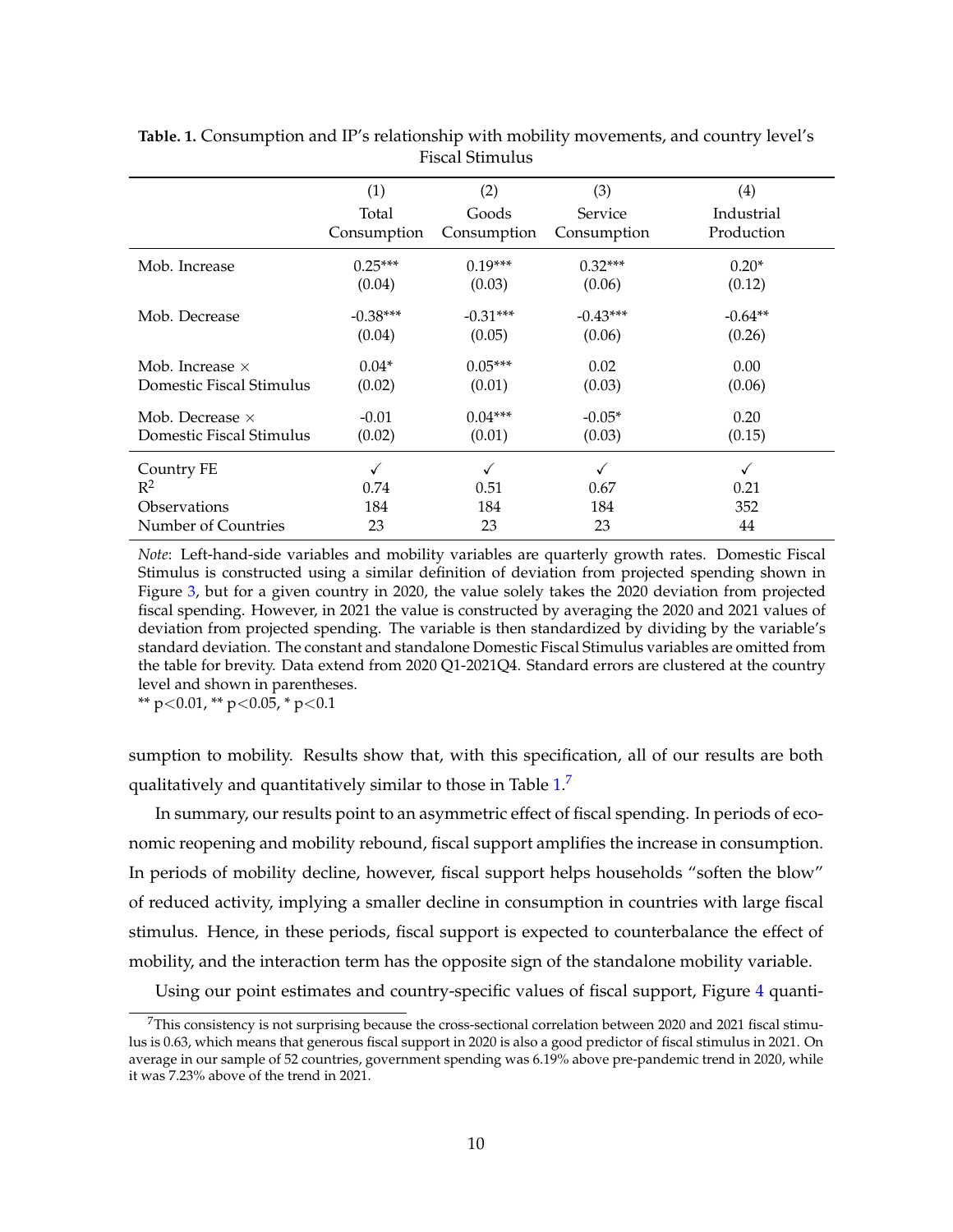**Table. 1.** Consumption and IP's relationship with mobility movements, and country level's Fiscal Stimulus

| | (1) Total Consumption | (2) Goods Consumption | (3) Service Consumption | (4) Industrial Production |
|---|---|---|---|---|
| Mob. Increase | 0.25*** | 0.19*** | 0.32*** | 0.20* |
| | (0.04) | (0.03) | (0.06) | (0.12) |
| Mob. Decrease | -0.38*** | -0.31*** | -0.43*** | -0.64** |
| | (0.04) | (0.05) | (0.06) | (0.26) |
| Mob. Increase × Domestic Fiscal Stimulus | 0.04* | 0.05*** | 0.02 | 0.00 |
| | (0.02) | (0.01) | (0.03) | (0.06) |
| Mob. Decrease × Domestic Fiscal Stimulus | -0.01 | 0.04*** | -0.05* | 0.20 |
| | (0.02) | (0.01) | (0.03) | (0.15) |
| Country FE | ✓ | ✓ | ✓ | ✓ |
| $R^2$ | 0.74 | 0.51 | 0.67 | 0.21 |
| Observations | 184 | 184 | 184 | 352 |
| Number of Countries | 23 | 23 | 23 | 44 |

*Note*: Left-hand-side variables and mobility variables are quarterly growth rates. Domestic Fiscal Stimulus is constructed using a similar definition of deviation from projected spending shown in Figure 3, but for a given country in 2020, the value solely takes the 2020 deviation from projected fiscal spending. However, in 2021 the value is constructed by averaging the 2020 and 2021 values of deviation from projected spending. The variable is then standardized by dividing by the variable's standard deviation. The constant and standalone Domestic Fiscal Stimulus variables are omitted from the table for brevity. Data extend from 2020 Q1-2021Q4. Standard errors are clustered at the country level and shown in parentheses.
** $p<0.01$, ** $p<0.05$, * $p<0.1$

sumption to mobility. Results show that, with this specification, all of our results are both qualitatively and quantitatively similar to those in Table 1.[7]

In summary, our results point to an asymmetric effect of fiscal spending. In periods of economic reopening and mobility rebound, fiscal support amplifies the increase in consumption. In periods of mobility decline, however, fiscal support helps households "soften the blow" of reduced activity, implying a smaller decline in consumption in countries with large fiscal stimulus. Hence, in these periods, fiscal support is expected to counterbalance the effect of mobility, and the interaction term has the opposite sign of the standalone mobility variable.

Using our point estimates and country-specific values of fiscal support, Figure 4 quanti-

[7] This consistency is not surprising because the cross-sectional correlation between 2020 and 2021 fiscal stimulus is 0.63, which means that generous fiscal support in 2020 is also a good predictor of fiscal stimulus in 2021. On average in our sample of 52 countries, government spending was 6.19% above pre-pandemic trend in 2020, while it was 7.23% above of the trend in 2021.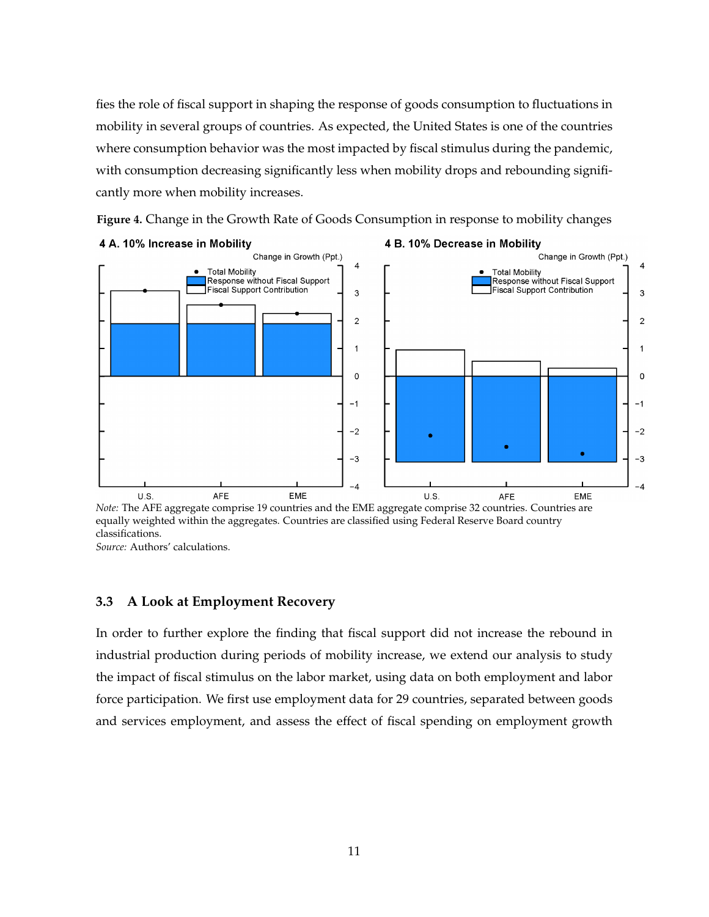fies the role of fiscal support in shaping the response of goods consumption to fluctuations in mobility in several groups of countries. As expected, the United States is one of the countries where consumption behavior was the most impacted by fiscal stimulus during the pandemic, with consumption decreasing significantly less when mobility drops and rebounding significantly more when mobility increases.

**Figure 4.** Change in the Growth Rate of Goods Consumption in response to mobility changes

*Note:* The AFE aggregate comprise 19 countries and the EME aggregate comprise 32 countries. Countries are equally weighted within the aggregates. Countries are classified using Federal Reserve Board country classifications.

*Source:* Authors' calculations.

### 3.3 A Look at Employment Recovery

In order to further explore the finding that fiscal support did not increase the rebound in industrial production during periods of mobility increase, we extend our analysis to study the impact of fiscal stimulus on the labor market, using data on both employment and labor force participation. We first use employment data for 29 countries, separated between goods and services employment, and assess the effect of fiscal spending on employment growth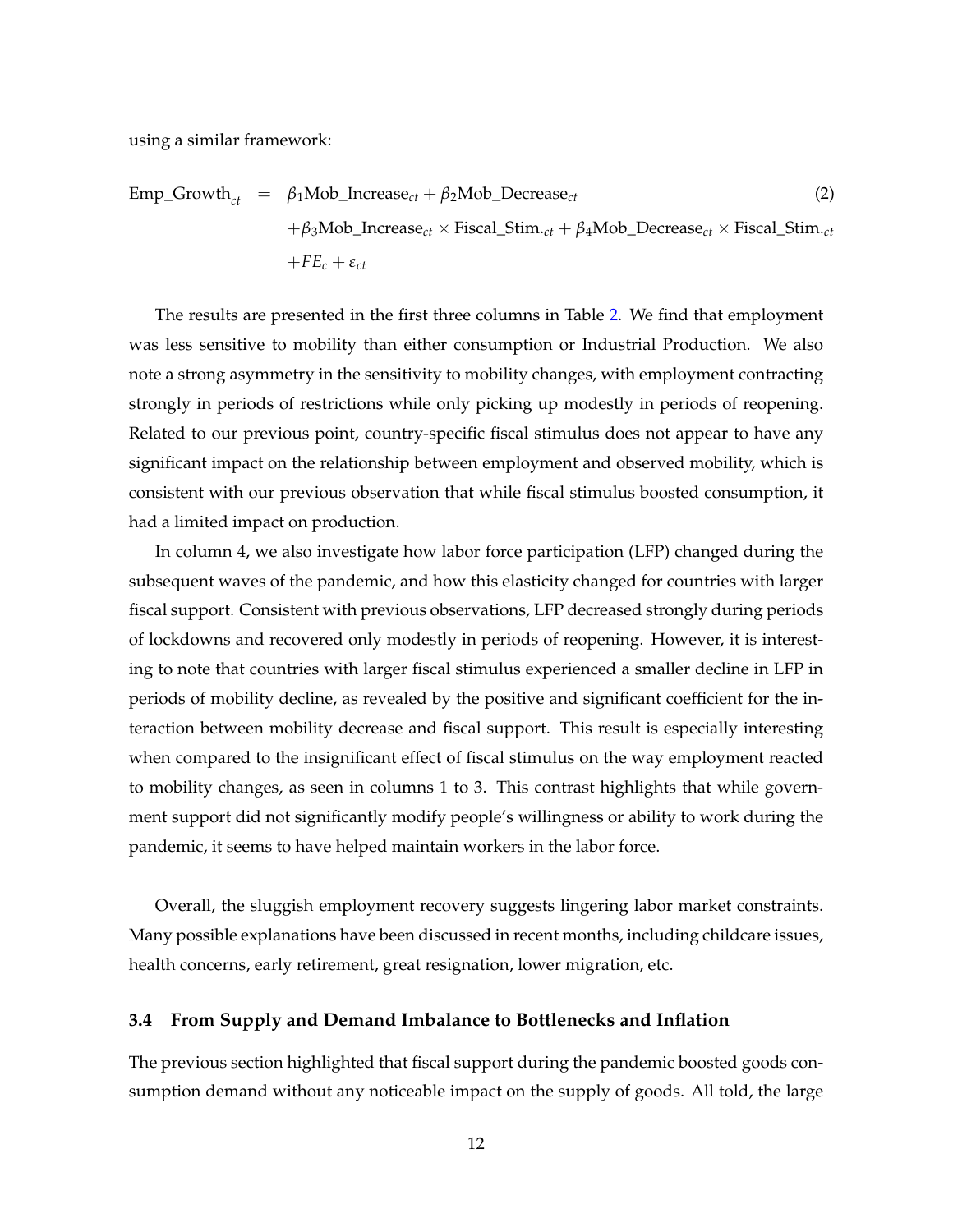using a similar framework:

$$
\begin{aligned}
\text{Emp\_Growth}_{ct} = \; & \beta_1 \text{Mob\_Increase}_{ct} + \beta_2 \text{Mob\_Decrease}_{ct} \\
& + \beta_3 \text{Mob\_Increase}_{ct} \times \text{Fiscal\_Stim.}_{ct} + \beta_4 \text{Mob\_Decrease}_{ct} \times \text{Fiscal\_Stim.}_{ct} \\
& + FE_c + \varepsilon_{ct}
\end{aligned} \tag{2}
$$

The results are presented in the first three columns in Table 2. We find that employment was less sensitive to mobility than either consumption or Industrial Production. We also note a strong asymmetry in the sensitivity to mobility changes, with employment contracting strongly in periods of restrictions while only picking up modestly in periods of reopening. Related to our previous point, country-specific fiscal stimulus does not appear to have any significant impact on the relationship between employment and observed mobility, which is consistent with our previous observation that while fiscal stimulus boosted consumption, it had a limited impact on production.

In column 4, we also investigate how labor force participation (LFP) changed during the subsequent waves of the pandemic, and how this elasticity changed for countries with larger fiscal support. Consistent with previous observations, LFP decreased strongly during periods of lockdowns and recovered only modestly in periods of reopening. However, it is interesting to note that countries with larger fiscal stimulus experienced a smaller decline in LFP in periods of mobility decline, as revealed by the positive and significant coefficient for the interaction between mobility decrease and fiscal support. This result is especially interesting when compared to the insignificant effect of fiscal stimulus on the way employment reacted to mobility changes, as seen in columns 1 to 3. This contrast highlights that while government support did not significantly modify people's willingness or ability to work during the pandemic, it seems to have helped maintain workers in the labor force.

Overall, the sluggish employment recovery suggests lingering labor market constraints. Many possible explanations have been discussed in recent months, including childcare issues, health concerns, early retirement, great resignation, lower migration, etc.

### 3.4 From Supply and Demand Imbalance to Bottlenecks and Inflation

The previous section highlighted that fiscal support during the pandemic boosted goods consumption demand without any noticeable impact on the supply of goods. All told, the large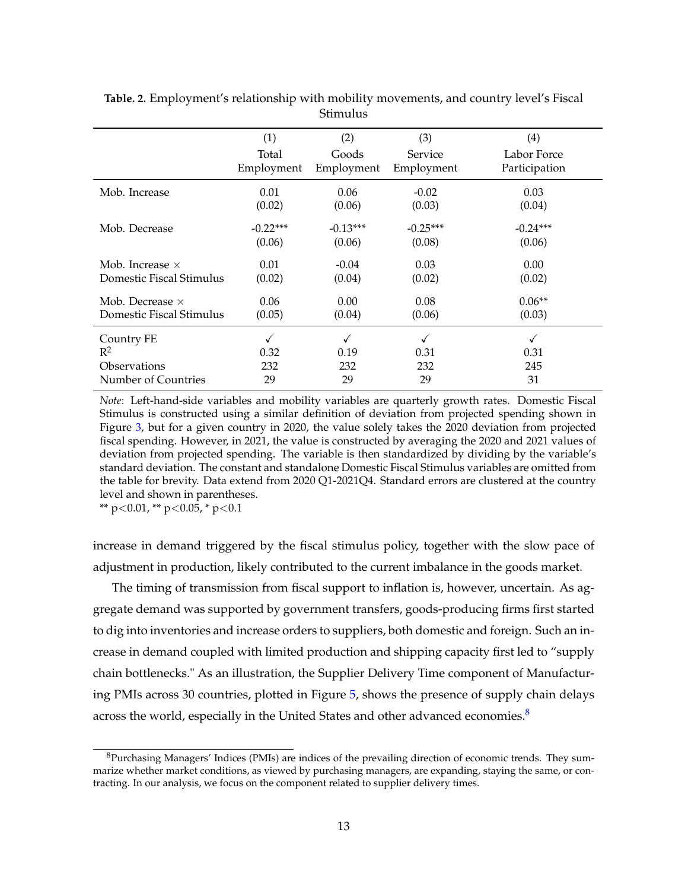**Table. 2.** Employment's relationship with mobility movements, and country level's Fiscal Stimulus

| | (1) | (2) | (3) | (4) |
|---|---|---|---|---|
| | Total Employment | Goods Employment | Service Employment | Labor Force Participation |
| Mob. Increase | 0.01 | 0.06 | -0.02 | 0.03 |
| | (0.02) | (0.06) | (0.03) | (0.04) |
| Mob. Decrease | -0.22*** | -0.13*** | -0.25*** | -0.24*** |
| | (0.06) | (0.06) | (0.08) | (0.06) |
| Mob. Increase × Domestic Fiscal Stimulus | 0.01 | -0.04 | 0.03 | 0.00 |
| | (0.02) | (0.04) | (0.02) | (0.02) |
| Mob. Decrease × Domestic Fiscal Stimulus | 0.06 | 0.00 | 0.08 | 0.06** |
| | (0.05) | (0.04) | (0.06) | (0.03) |
| Country FE | ✓ | ✓ | ✓ | ✓ |
| $R^2$ | 0.32 | 0.19 | 0.31 | 0.31 |
| Observations | 232 | 232 | 232 | 245 |
| Number of Countries | 29 | 29 | 29 | 31 |

*Note*: Left-hand-side variables and mobility variables are quarterly growth rates. Domestic Fiscal Stimulus is constructed using a similar definition of deviation from projected spending shown in Figure 3, but for a given country in 2020, the value solely takes the 2020 deviation from projected fiscal spending. However, in 2021, the value is constructed by averaging the 2020 and 2021 values of deviation from projected spending. The variable is then standardized by dividing by the variable's standard deviation. The constant and standalone Domestic Fiscal Stimulus variables are omitted from the table for brevity. Data extend from 2020 Q1-2021Q4. Standard errors are clustered at the country level and shown in parentheses.
** p<0.01, ** p<0.05, * p<0.1

increase in demand triggered by the fiscal stimulus policy, together with the slow pace of adjustment in production, likely contributed to the current imbalance in the goods market.

The timing of transmission from fiscal support to inflation is, however, uncertain. As aggregate demand was supported by government transfers, goods-producing firms first started to dig into inventories and increase orders to suppliers, both domestic and foreign. Such an increase in demand coupled with limited production and shipping capacity first led to "supply chain bottlenecks." As an illustration, the Supplier Delivery Time component of Manufacturing PMIs across 30 countries, plotted in Figure 5, shows the presence of supply chain delays across the world, especially in the United States and other advanced economies.[8]

[8]Purchasing Managers' Indices (PMIs) are indices of the prevailing direction of economic trends. They summarize whether market conditions, as viewed by purchasing managers, are expanding, staying the same, or contracting. In our analysis, we focus on the component related to supplier delivery times.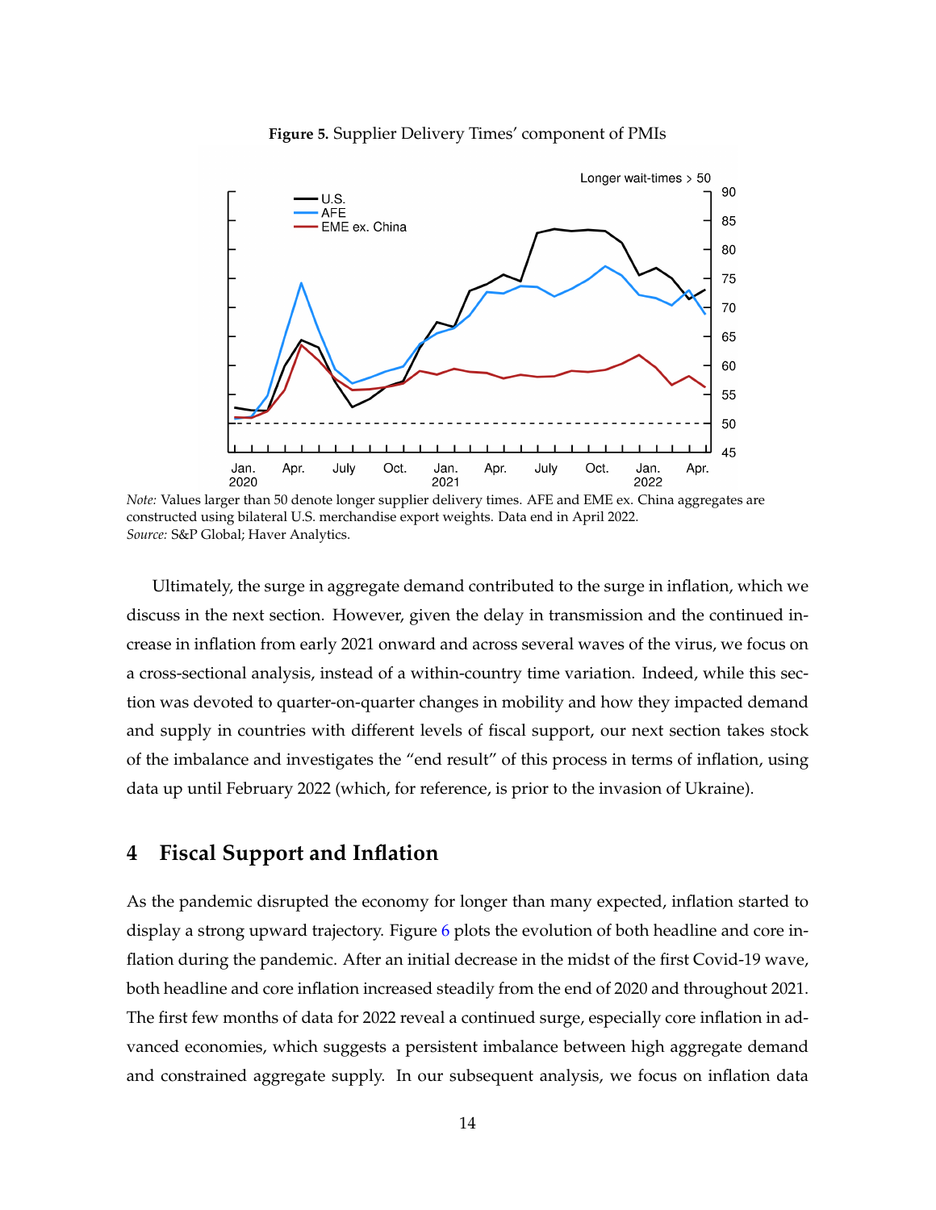**Figure 5.** Supplier Delivery Times' component of PMIs

*Note:* Values larger than 50 denote longer supplier delivery times. AFE and EME ex. China aggregates are constructed using bilateral U.S. merchandise export weights. Data end in April 2022.
*Source:* S&P Global; Haver Analytics.

Ultimately, the surge in aggregate demand contributed to the surge in inflation, which we discuss in the next section. However, given the delay in transmission and the continued increase in inflation from early 2021 onward and across several waves of the virus, we focus on a cross-sectional analysis, instead of a within-country time variation. Indeed, while this section was devoted to quarter-on-quarter changes in mobility and how they impacted demand and supply in countries with different levels of fiscal support, our next section takes stock of the imbalance and investigates the "end result" of this process in terms of inflation, using data up until February 2022 (which, for reference, is prior to the invasion of Ukraine).

## 4 Fiscal Support and Inflation

As the pandemic disrupted the economy for longer than many expected, inflation started to display a strong upward trajectory. Figure 6 plots the evolution of both headline and core inflation during the pandemic. After an initial decrease in the midst of the first Covid-19 wave, both headline and core inflation increased steadily from the end of 2020 and throughout 2021. The first few months of data for 2022 reveal a continued surge, especially core inflation in advanced economies, which suggests a persistent imbalance between high aggregate demand and constrained aggregate supply. In our subsequent analysis, we focus on inflation data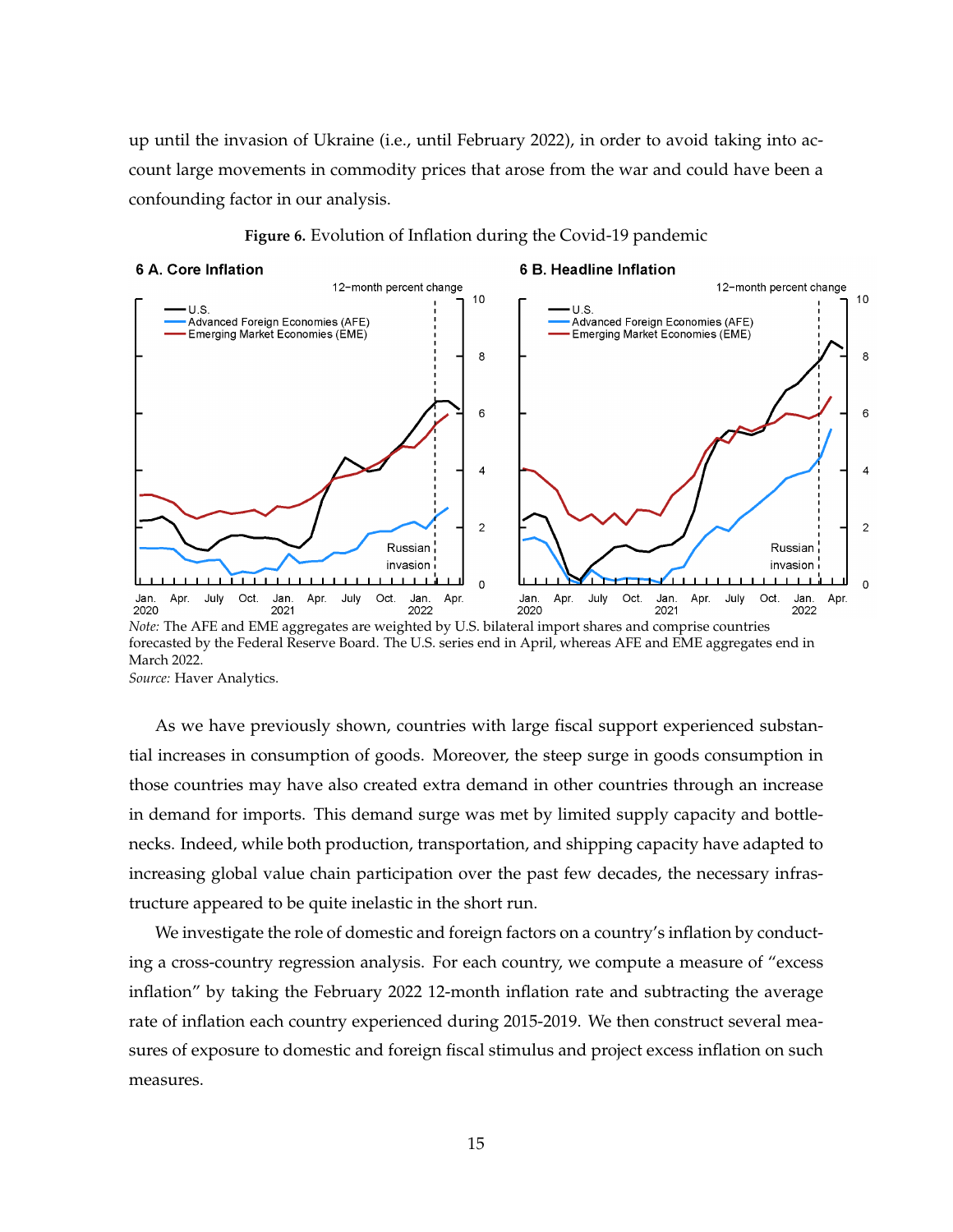up until the invasion of Ukraine (i.e., until February 2022), in order to avoid taking into account large movements in commodity prices that arose from the war and could have been a confounding factor in our analysis.

**Figure 6.** Evolution of Inflation during the Covid-19 pandemic

*Note:* The AFE and EME aggregates are weighted by U.S. bilateral import shares and comprise countries forecasted by the Federal Reserve Board. The U.S. series end in April, whereas AFE and EME aggregates end in March 2022.
*Source:* Haver Analytics.

As we have previously shown, countries with large fiscal support experienced substantial increases in consumption of goods. Moreover, the steep surge in goods consumption in those countries may have also created extra demand in other countries through an increase in demand for imports. This demand surge was met by limited supply capacity and bottlenecks. Indeed, while both production, transportation, and shipping capacity have adapted to increasing global value chain participation over the past few decades, the necessary infrastructure appeared to be quite inelastic in the short run.

We investigate the role of domestic and foreign factors on a country's inflation by conducting a cross-country regression analysis. For each country, we compute a measure of "excess inflation" by taking the February 2022 12-month inflation rate and subtracting the average rate of inflation each country experienced during 2015-2019. We then construct several measures of exposure to domestic and foreign fiscal stimulus and project excess inflation on such measures.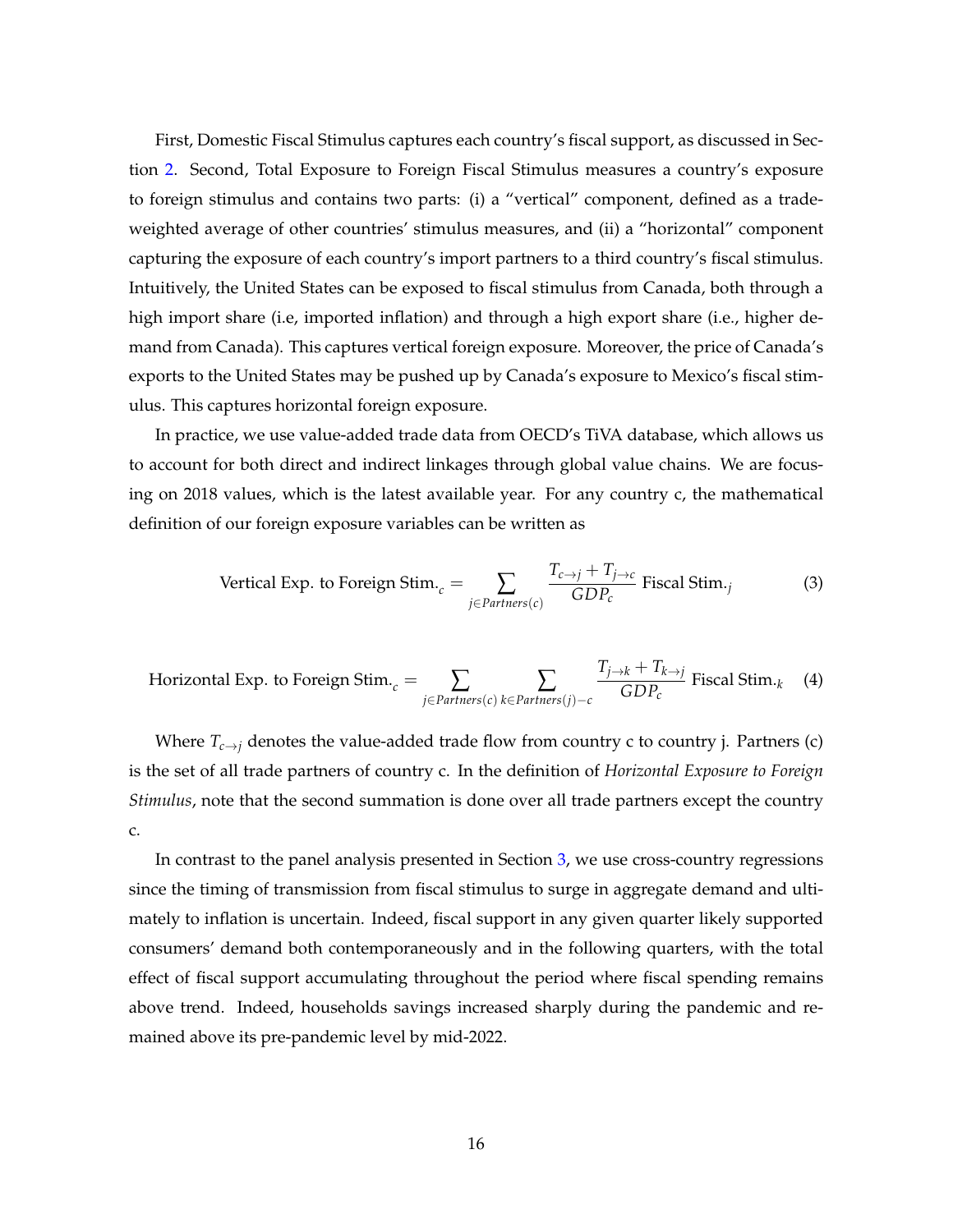First, Domestic Fiscal Stimulus captures each country's fiscal support, as discussed in Section 2. Second, Total Exposure to Foreign Fiscal Stimulus measures a country's exposure to foreign stimulus and contains two parts: (i) a "vertical" component, defined as a trade-weighted average of other countries' stimulus measures, and (ii) a "horizontal" component capturing the exposure of each country's import partners to a third country's fiscal stimulus. Intuitively, the United States can be exposed to fiscal stimulus from Canada, both through a high import share (i.e, imported inflation) and through a high export share (i.e., higher demand from Canada). This captures vertical foreign exposure. Moreover, the price of Canada's exports to the United States may be pushed up by Canada's exposure to Mexico's fiscal stimulus. This captures horizontal foreign exposure.

In practice, we use value-added trade data from OECD's TiVA database, which allows us to account for both direct and indirect linkages through global value chains. We are focusing on 2018 values, which is the latest available year. For any country c, the mathematical definition of our foreign exposure variables can be written as

$$\text{Vertical Exp. to Foreign Stim.}_c = \sum_{j \in Partners(c)} \frac{T_{c \to j} + T_{j \to c}}{GDP_c} \text{ Fiscal Stim.}_j \tag{3}$$

$$\text{Horizontal Exp. to Foreign Stim.}_c = \sum_{j \in Partners(c)} \sum_{k \in Partners(j) - c} \frac{T_{j \to k} + T_{k \to j}}{GDP_c} \text{ Fiscal Stim.}_k \tag{4}$$

Where $T_{c \to j}$ denotes the value-added trade flow from country c to country j. Partners (c) is the set of all trade partners of country c. In the definition of *Horizontal Exposure to Foreign Stimulus*, note that the second summation is done over all trade partners except the country c.

In contrast to the panel analysis presented in Section 3, we use cross-country regressions since the timing of transmission from fiscal stimulus to surge in aggregate demand and ultimately to inflation is uncertain. Indeed, fiscal support in any given quarter likely supported consumers' demand both contemporaneously and in the following quarters, with the total effect of fiscal support accumulating throughout the period where fiscal spending remains above trend. Indeed, households savings increased sharply during the pandemic and remained above its pre-pandemic level by mid-2022.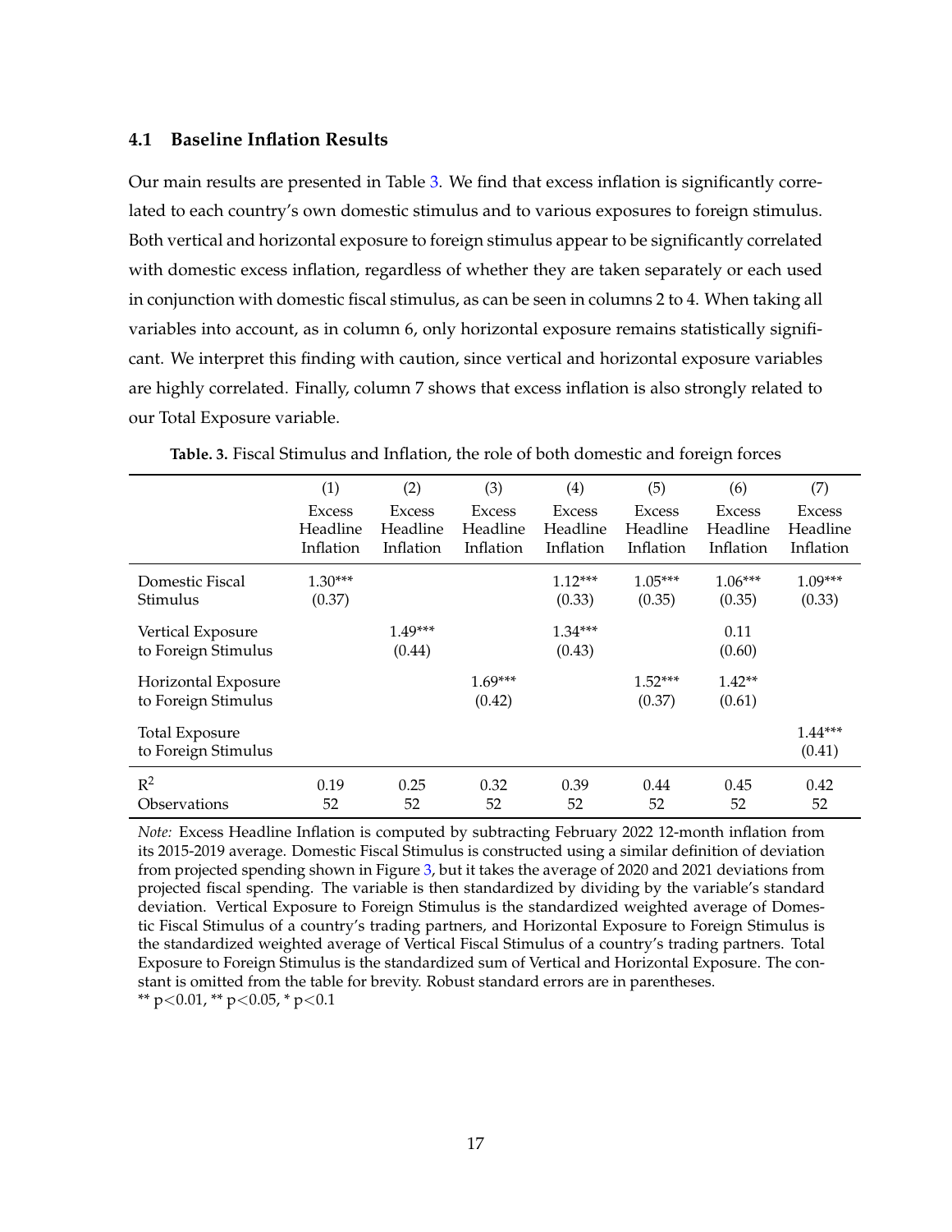### 4.1 Baseline Inflation Results

Our main results are presented in Table 3. We find that excess inflation is significantly correlated to each country's own domestic stimulus and to various exposures to foreign stimulus. Both vertical and horizontal exposure to foreign stimulus appear to be significantly correlated with domestic excess inflation, regardless of whether they are taken separately or each used in conjunction with domestic fiscal stimulus, as can be seen in columns 2 to 4. When taking all variables into account, as in column 6, only horizontal exposure remains statistically significant. We interpret this finding with caution, since vertical and horizontal exposure variables are highly correlated. Finally, column 7 shows that excess inflation is also strongly related to our Total Exposure variable.

**Table. 3.** Fiscal Stimulus and Inflation, the role of both domestic and foreign forces

| | (1) | (2) | (3) | (4) | (5) | (6) | (7) |
|---|---|---|---|---|---|---|---|
| | Excess Headline Inflation | Excess Headline Inflation | Excess Headline Inflation | Excess Headline Inflation | Excess Headline Inflation | Excess Headline Inflation | Excess Headline Inflation |
| Domestic Fiscal Stimulus | 1.30*** | | | 1.12*** | 1.05*** | 1.06*** | 1.09*** |
| | (0.37) | | | (0.33) | (0.35) | (0.35) | (0.33) |
| Vertical Exposure to Foreign Stimulus | | 1.49*** | | 1.34*** | | 0.11 | |
| | | (0.44) | | (0.43) | | (0.60) | |
| Horizontal Exposure to Foreign Stimulus | | | 1.69*** | | 1.52*** | 1.42** | |
| | | | (0.42) | | (0.37) | (0.61) | |
| Total Exposure to Foreign Stimulus | | | | | | | 1.44*** |
| | | | | | | | (0.41) |
| $R^2$ | 0.19 | 0.25 | 0.32 | 0.39 | 0.44 | 0.45 | 0.42 |
| Observations | 52 | 52 | 52 | 52 | 52 | 52 | 52 |

*Note:* Excess Headline Inflation is computed by subtracting February 2022 12-month inflation from its 2015-2019 average. Domestic Fiscal Stimulus is constructed using a similar definition of deviation from projected spending shown in Figure 3, but it takes the average of 2020 and 2021 deviations from projected fiscal spending. The variable is then standardized by dividing by the variable's standard deviation. Vertical Exposure to Foreign Stimulus is the standardized weighted average of Domestic Fiscal Stimulus of a country's trading partners, and Horizontal Exposure to Foreign Stimulus is the standardized weighted average of Vertical Fiscal Stimulus of a country's trading partners. Total Exposure to Foreign Stimulus is the standardized sum of Vertical and Horizontal Exposure. The constant is omitted from the table for brevity. Robust standard errors are in parentheses.
** $p<0.01$, ** $p<0.05$, * $p<0.1$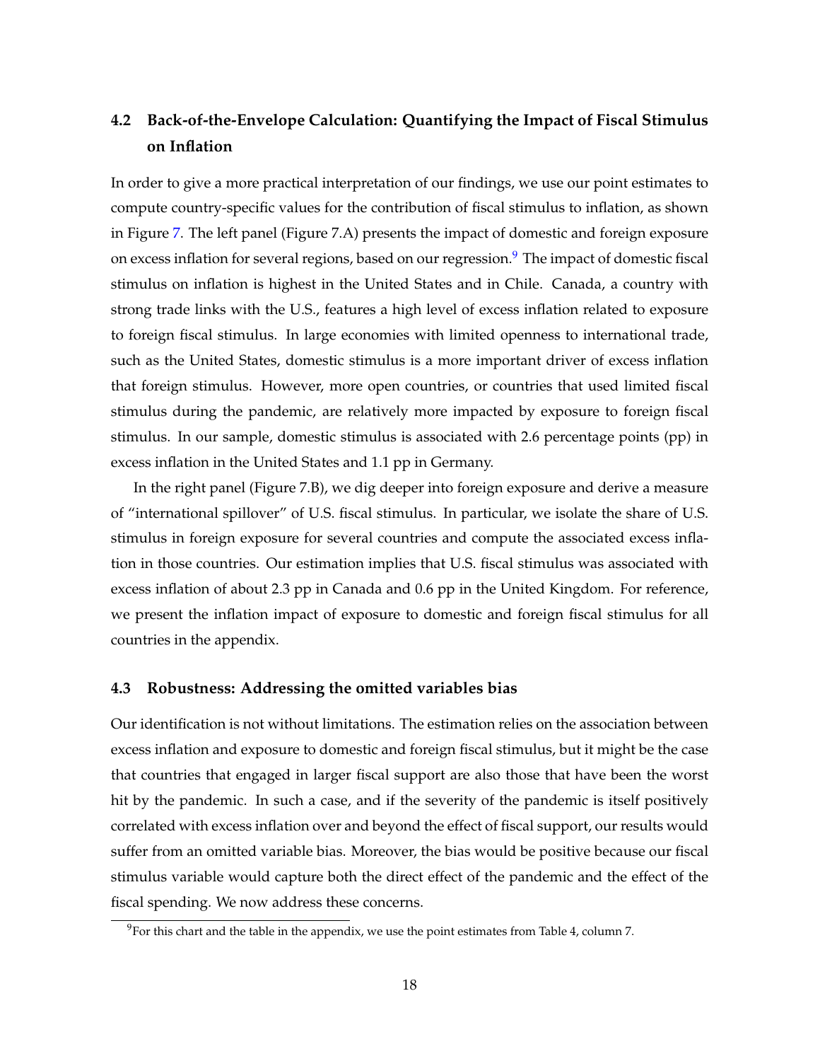## 4.2 Back-of-the-Envelope Calculation: Quantifying the Impact of Fiscal Stimulus on Inflation

In order to give a more practical interpretation of our findings, we use our point estimates to compute country-specific values for the contribution of fiscal stimulus to inflation, as shown in Figure 7. The left panel (Figure 7.A) presents the impact of domestic and foreign exposure on excess inflation for several regions, based on our regression.[9] The impact of domestic fiscal stimulus on inflation is highest in the United States and in Chile. Canada, a country with strong trade links with the U.S., features a high level of excess inflation related to exposure to foreign fiscal stimulus. In large economies with limited openness to international trade, such as the United States, domestic stimulus is a more important driver of excess inflation that foreign stimulus. However, more open countries, or countries that used limited fiscal stimulus during the pandemic, are relatively more impacted by exposure to foreign fiscal stimulus. In our sample, domestic stimulus is associated with 2.6 percentage points (pp) in excess inflation in the United States and 1.1 pp in Germany.

In the right panel (Figure 7.B), we dig deeper into foreign exposure and derive a measure of "international spillover" of U.S. fiscal stimulus. In particular, we isolate the share of U.S. stimulus in foreign exposure for several countries and compute the associated excess inflation in those countries. Our estimation implies that U.S. fiscal stimulus was associated with excess inflation of about 2.3 pp in Canada and 0.6 pp in the United Kingdom. For reference, we present the inflation impact of exposure to domestic and foreign fiscal stimulus for all countries in the appendix.

### 4.3 Robustness: Addressing the omitted variables bias

Our identification is not without limitations. The estimation relies on the association between excess inflation and exposure to domestic and foreign fiscal stimulus, but it might be the case that countries that engaged in larger fiscal support are also those that have been the worst hit by the pandemic. In such a case, and if the severity of the pandemic is itself positively correlated with excess inflation over and beyond the effect of fiscal support, our results would suffer from an omitted variable bias. Moreover, the bias would be positive because our fiscal stimulus variable would capture both the direct effect of the pandemic and the effect of the fiscal spending. We now address these concerns.

[9] For this chart and the table in the appendix, we use the point estimates from Table 4, column 7.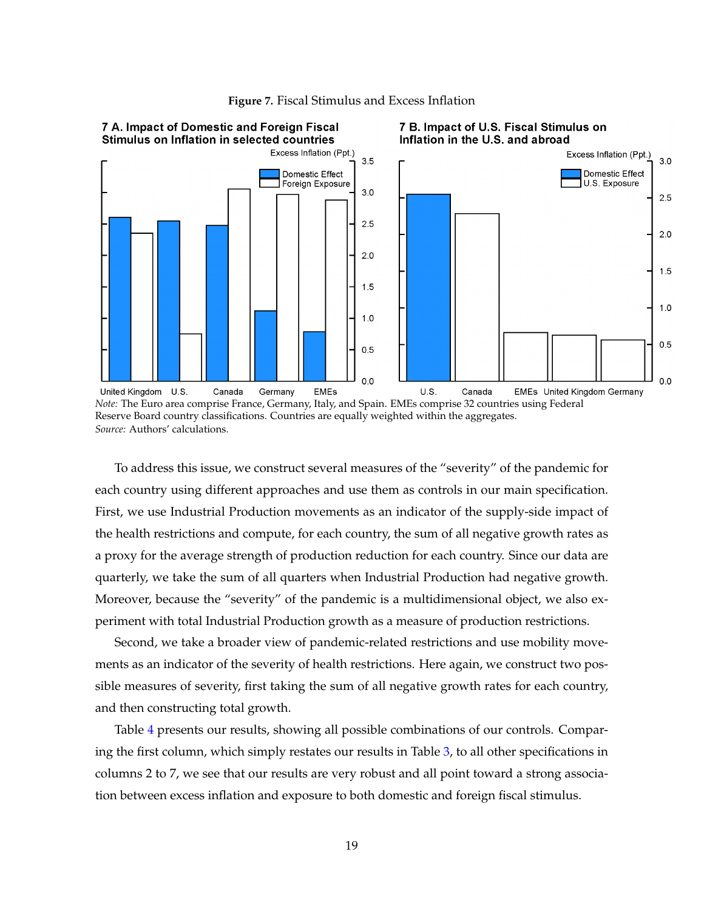**Figure 7.** Fiscal Stimulus and Excess Inflation

*Note:* The Euro area comprise France, Germany, Italy, and Spain. EMEs comprise 32 countries using Federal Reserve Board country classifications. Countries are equally weighted within the aggregates.
*Source:* Authors' calculations.

To address this issue, we construct several measures of the "severity" of the pandemic for each country using different approaches and use them as controls in our main specification. First, we use Industrial Production movements as an indicator of the supply-side impact of the health restrictions and compute, for each country, the sum of all negative growth rates as a proxy for the average strength of production reduction for each country. Since our data are quarterly, we take the sum of all quarters when Industrial Production had negative growth. Moreover, because the "severity" of the pandemic is a multidimensional object, we also experiment with total Industrial Production growth as a measure of production restrictions.

Second, we take a broader view of pandemic-related restrictions and use mobility movements as an indicator of the severity of health restrictions. Here again, we construct two possible measures of severity, first taking the sum of all negative growth rates for each country, and then constructing total growth.

Table 4 presents our results, showing all possible combinations of our controls. Comparing the first column, which simply restates our results in Table 3, to all other specifications in columns 2 to 7, we see that our results are very robust and all point toward a strong association between excess inflation and exposure to both domestic and foreign fiscal stimulus.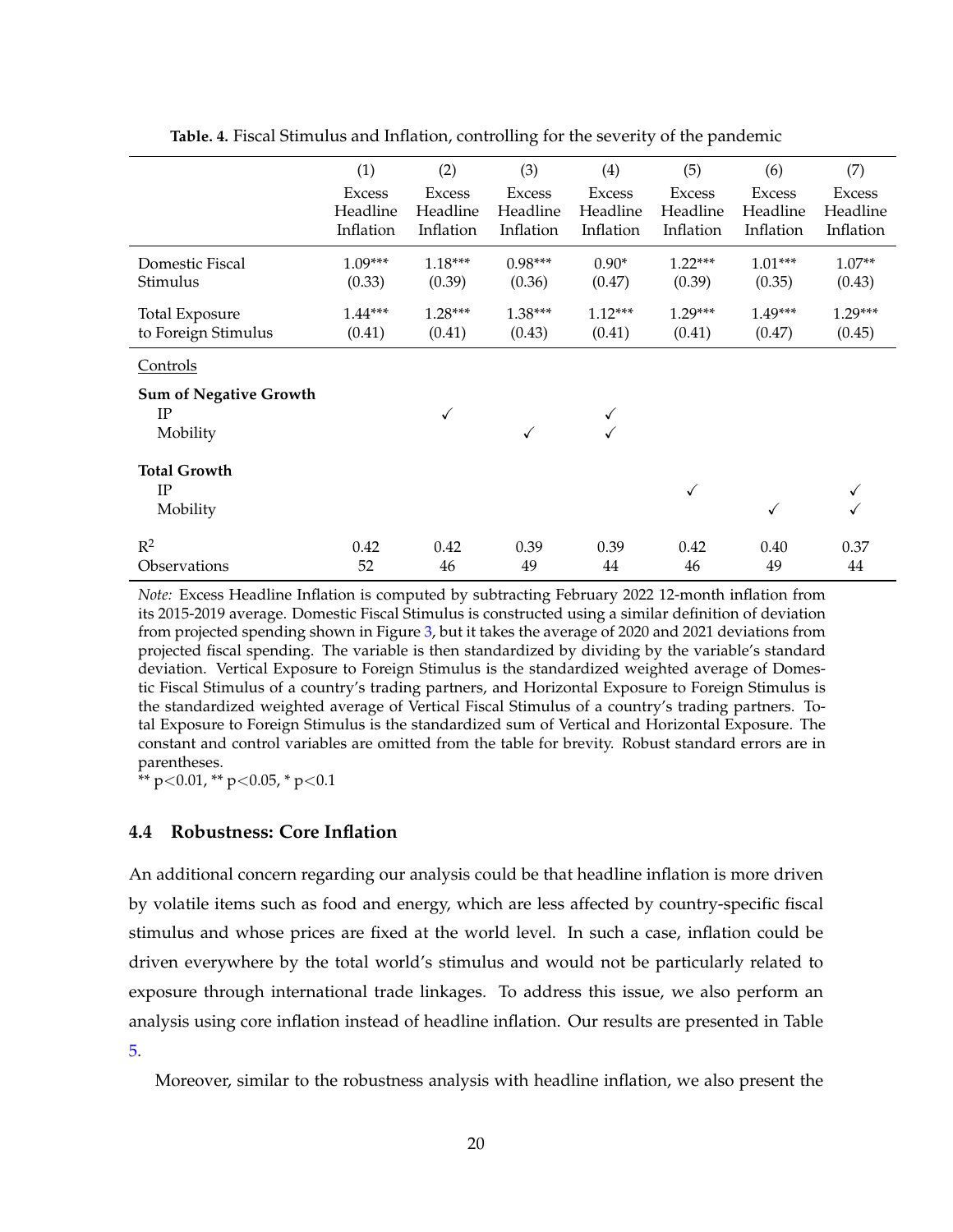**Table. 4.** Fiscal Stimulus and Inflation, controlling for the severity of the pandemic

| | (1) | (2) | (3) | (4) | (5) | (6) | (7) |
|---|---|---|---|---|---|---|---|
| | Excess Headline Inflation | Excess Headline Inflation | Excess Headline Inflation | Excess Headline Inflation | Excess Headline Inflation | Excess Headline Inflation | Excess Headline Inflation |
| Domestic Fiscal Stimulus | 1.09*** | 1.18*** | 0.98*** | 0.90* | 1.22*** | 1.01*** | 1.07** |
| | (0.33) | (0.39) | (0.36) | (0.47) | (0.39) | (0.35) | (0.43) |
| Total Exposure to Foreign Stimulus | 1.44*** | 1.28*** | 1.38*** | 1.12*** | 1.29*** | 1.49*** | 1.29*** |
| | (0.41) | (0.41) | (0.43) | (0.41) | (0.41) | (0.47) | (0.45) |
| Controls | | | | | | | |
| **Sum of Negative Growth** | | | | | | | |
| IP | | ✓ | | ✓ | | | |
| Mobility | | | ✓ | ✓ | | | |
| **Total Growth** | | | | | | | |
| IP | | | | | ✓ | | ✓ |
| Mobility | | | | | | ✓ | ✓ |
| $R^2$ | 0.42 | 0.42 | 0.39 | 0.39 | 0.42 | 0.40 | 0.37 |
| Observations | 52 | 46 | 49 | 44 | 46 | 49 | 44 |

*Note:* Excess Headline Inflation is computed by subtracting February 2022 12-month inflation from its 2015-2019 average. Domestic Fiscal Stimulus is constructed using a similar definition of deviation from projected spending shown in Figure 3, but it takes the average of 2020 and 2021 deviations from projected fiscal spending. The variable is then standardized by dividing by the variable's standard deviation. Vertical Exposure to Foreign Stimulus is the standardized weighted average of Domestic Fiscal Stimulus of a country's trading partners, and Horizontal Exposure to Foreign Stimulus is the standardized weighted average of Vertical Fiscal Stimulus of a country's trading partners. Total Exposure to Foreign Stimulus is the standardized sum of Vertical and Horizontal Exposure. The constant and control variables are omitted from the table for brevity. Robust standard errors are in parentheses.
** $p<0.01$, ** $p<0.05$, * $p<0.1$

### 4.4 Robustness: Core Inflation

An additional concern regarding our analysis could be that headline inflation is more driven by volatile items such as food and energy, which are less affected by country-specific fiscal stimulus and whose prices are fixed at the world level. In such a case, inflation could be driven everywhere by the total world's stimulus and would not be particularly related to exposure through international trade linkages. To address this issue, we also perform an analysis using core inflation instead of headline inflation. Our results are presented in Table 5.

Moreover, similar to the robustness analysis with headline inflation, we also present the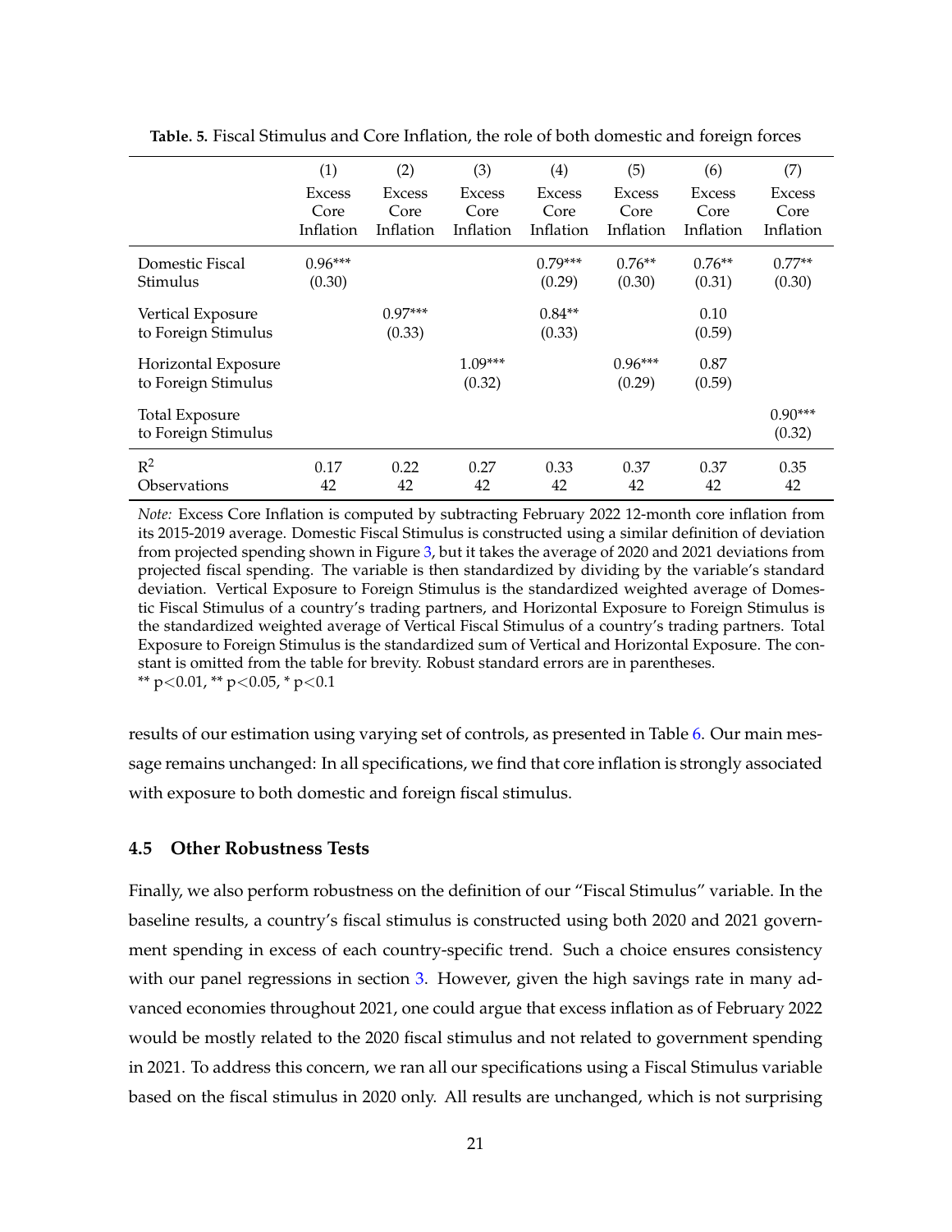**Table. 5.** Fiscal Stimulus and Core Inflation, the role of both domestic and foreign forces

| | (1) | (2) | (3) | (4) | (5) | (6) | (7) |
|---|---|---|---|---|---|---|---|
| | Excess Core Inflation | Excess Core Inflation | Excess Core Inflation | Excess Core Inflation | Excess Core Inflation | Excess Core Inflation | Excess Core Inflation |
| Domestic Fiscal Stimulus | 0.96*** | | | 0.79*** | 0.76** | 0.76** | 0.77** |
| | (0.30) | | | (0.29) | (0.30) | (0.31) | (0.30) |
| Vertical Exposure to Foreign Stimulus | | 0.97*** | | 0.84** | | 0.10 | |
| | | (0.33) | | (0.33) | | (0.59) | |
| Horizontal Exposure to Foreign Stimulus | | | 1.09*** | | 0.96*** | 0.87 | |
| | | | (0.32) | | (0.29) | (0.59) | |
| Total Exposure to Foreign Stimulus | | | | | | | 0.90*** |
| | | | | | | | (0.32) |
| $R^2$ | 0.17 | 0.22 | 0.27 | 0.33 | 0.37 | 0.37 | 0.35 |
| Observations | 42 | 42 | 42 | 42 | 42 | 42 | 42 |

*Note:* Excess Core Inflation is computed by subtracting February 2022 12-month core inflation from its 2015-2019 average. Domestic Fiscal Stimulus is constructed using a similar definition of deviation from projected spending shown in Figure 3, but it takes the average of 2020 and 2021 deviations from projected fiscal spending. The variable is then standardized by dividing by the variable's standard deviation. Vertical Exposure to Foreign Stimulus is the standardized weighted average of Domestic Fiscal Stimulus of a country's trading partners, and Horizontal Exposure to Foreign Stimulus is the standardized weighted average of Vertical Fiscal Stimulus of a country's trading partners. Total Exposure to Foreign Stimulus is the standardized sum of Vertical and Horizontal Exposure. The constant is omitted from the table for brevity. Robust standard errors are in parentheses.
** $p<0.01$, ** $p<0.05$, * $p<0.1$

results of our estimation using varying set of controls, as presented in Table 6. Our main message remains unchanged: In all specifications, we find that core inflation is strongly associated with exposure to both domestic and foreign fiscal stimulus.

### 4.5 Other Robustness Tests

Finally, we also perform robustness on the definition of our "Fiscal Stimulus" variable. In the baseline results, a country's fiscal stimulus is constructed using both 2020 and 2021 government spending in excess of each country-specific trend. Such a choice ensures consistency with our panel regressions in section 3. However, given the high savings rate in many advanced economies throughout 2021, one could argue that excess inflation as of February 2022 would be mostly related to the 2020 fiscal stimulus and not related to government spending in 2021. To address this concern, we ran all our specifications using a Fiscal Stimulus variable based on the fiscal stimulus in 2020 only. All results are unchanged, which is not surprising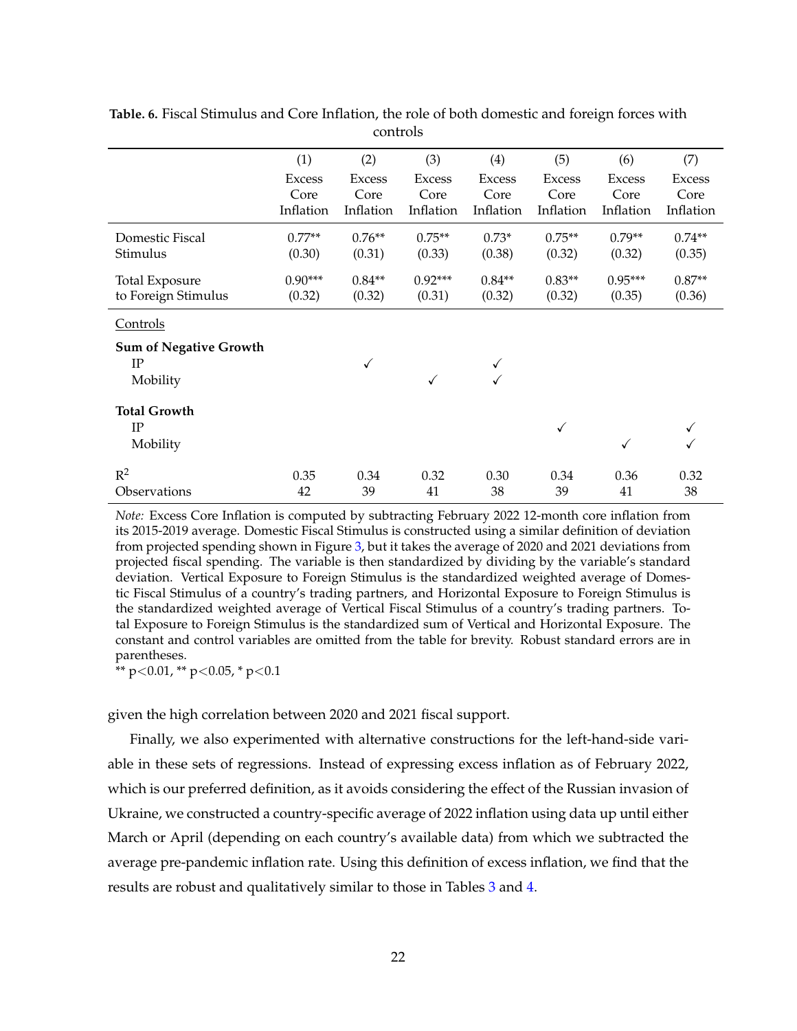**Table. 6.** Fiscal Stimulus and Core Inflation, the role of both domestic and foreign forces with controls

| | (1) | (2) | (3) | (4) | (5) | (6) | (7) |
|---|---|---|---|---|---|---|---|
| | Excess Core Inflation | Excess Core Inflation | Excess Core Inflation | Excess Core Inflation | Excess Core Inflation | Excess Core Inflation | Excess Core Inflation |
| Domestic Fiscal Stimulus | 0.77** | 0.76** | 0.75** | 0.73* | 0.75** | 0.79** | 0.74** |
| | (0.30) | (0.31) | (0.33) | (0.38) | (0.32) | (0.32) | (0.35) |
| Total Exposure to Foreign Stimulus | 0.90*** | 0.84** | 0.92*** | 0.84** | 0.83** | 0.95*** | 0.87** |
| | (0.32) | (0.32) | (0.31) | (0.32) | (0.32) | (0.35) | (0.36) |
| Controls | | | | | | | |
| **Sum of Negative Growth** | | | | | | | |
| IP | | ✓ | | ✓ | | | |
| Mobility | | | ✓ | ✓ | | | |
| **Total Growth** | | | | | | | |
| IP | | | | | ✓ | | ✓ |
| Mobility | | | | | | ✓ | ✓ |
| $R^2$ | 0.35 | 0.34 | 0.32 | 0.30 | 0.34 | 0.36 | 0.32 |
| Observations | 42 | 39 | 41 | 38 | 39 | 41 | 38 |

*Note:* Excess Core Inflation is computed by subtracting February 2022 12-month core inflation from its 2015-2019 average. Domestic Fiscal Stimulus is constructed using a similar definition of deviation from projected spending shown in Figure 3, but it takes the average of 2020 and 2021 deviations from projected fiscal spending. The variable is then standardized by dividing by the variable's standard deviation. Vertical Exposure to Foreign Stimulus is the standardized weighted average of Domestic Fiscal Stimulus of a country's trading partners, and Horizontal Exposure to Foreign Stimulus is the standardized weighted average of Vertical Fiscal Stimulus of a country's trading partners. Total Exposure to Foreign Stimulus is the standardized sum of Vertical and Horizontal Exposure. The constant and control variables are omitted from the table for brevity. Robust standard errors are in parentheses.
** $p<0.01$, ** $p<0.05$, * $p<0.1$

given the high correlation between 2020 and 2021 fiscal support.

Finally, we also experimented with alternative constructions for the left-hand-side variable in these sets of regressions. Instead of expressing excess inflation as of February 2022, which is our preferred definition, as it avoids considering the effect of the Russian invasion of Ukraine, we constructed a country-specific average of 2022 inflation using data up until either March or April (depending on each country's available data) from which we subtracted the average pre-pandemic inflation rate. Using this definition of excess inflation, we find that the results are robust and qualitatively similar to those in Tables 3 and 4.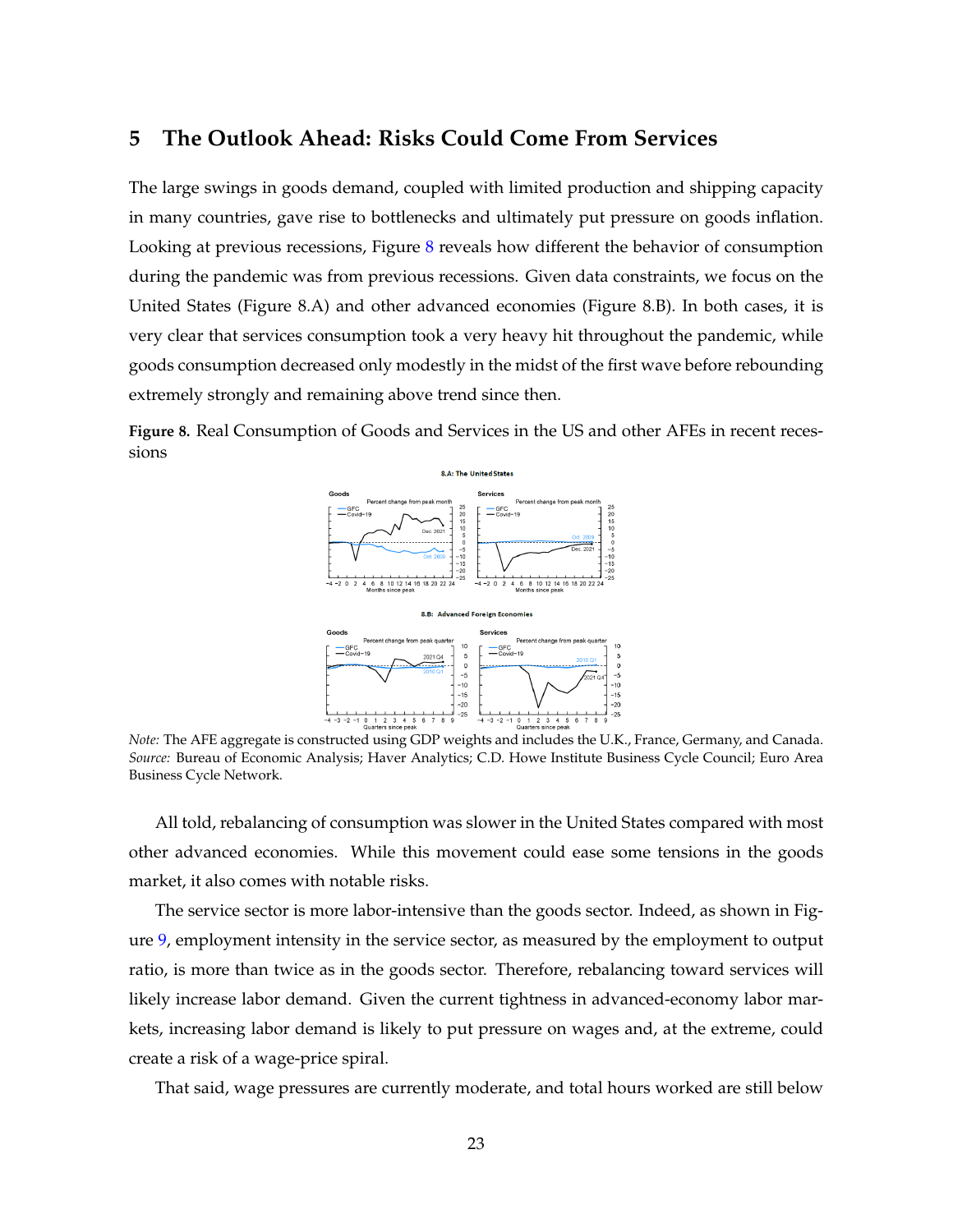## 5 The Outlook Ahead: Risks Could Come From Services

The large swings in goods demand, coupled with limited production and shipping capacity in many countries, gave rise to bottlenecks and ultimately put pressure on goods inflation. Looking at previous recessions, Figure 8 reveals how different the behavior of consumption during the pandemic was from previous recessions. Given data constraints, we focus on the United States (Figure 8.A) and other advanced economies (Figure 8.B). In both cases, it is very clear that services consumption took a very heavy hit throughout the pandemic, while goods consumption decreased only modestly in the midst of the first wave before rebounding extremely strongly and remaining above trend since then.

**Figure 8.** Real Consumption of Goods and Services in the US and other AFEs in recent recessions

*Note:* The AFE aggregate is constructed using GDP weights and includes the U.K., France, Germany, and Canada. *Source:* Bureau of Economic Analysis; Haver Analytics; C.D. Howe Institute Business Cycle Council; Euro Area Business Cycle Network.

All told, rebalancing of consumption was slower in the United States compared with most other advanced economies. While this movement could ease some tensions in the goods market, it also comes with notable risks.

The service sector is more labor-intensive than the goods sector. Indeed, as shown in Figure 9, employment intensity in the service sector, as measured by the employment to output ratio, is more than twice as in the goods sector. Therefore, rebalancing toward services will likely increase labor demand. Given the current tightness in advanced-economy labor markets, increasing labor demand is likely to put pressure on wages and, at the extreme, could create a risk of a wage-price spiral.

That said, wage pressures are currently moderate, and total hours worked are still below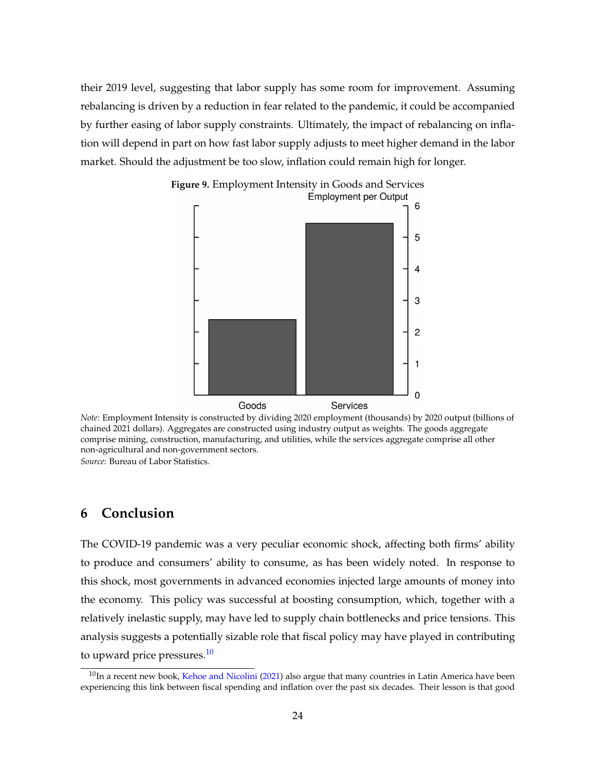their 2019 level, suggesting that labor supply has some room for improvement. Assuming rebalancing is driven by a reduction in fear related to the pandemic, it could be accompanied by further easing of labor supply constraints. Ultimately, the impact of rebalancing on inflation will depend in part on how fast labor supply adjusts to meet higher demand in the labor market. Should the adjustment be too slow, inflation could remain high for longer.

**Figure 9.** Employment Intensity in Goods and Services

*Note:* Employment Intensity is constructed by dividing 2020 employment (thousands) by 2020 output (billions of chained 2021 dollars). Aggregates are constructed using industry output as weights. The goods aggregate comprise mining, construction, manufacturing, and utilities, while the services aggregate comprise all other non-agricultural and non-government sectors.
*Source:* Bureau of Labor Statistics.

## 6 Conclusion

The COVID-19 pandemic was a very peculiar economic shock, affecting both firms' ability to produce and consumers' ability to consume, as has been widely noted. In response to this shock, most governments in advanced economies injected large amounts of money into the economy. This policy was successful at boosting consumption, which, together with a relatively inelastic supply, may have led to supply chain bottlenecks and price tensions. This analysis suggests a potentially sizable role that fiscal policy may have played in contributing to upward price pressures.[10]

[10] In a recent new book, Kehoe and Nicolini (2021) also argue that many countries in Latin America have been experiencing this link between fiscal spending and inflation over the past six decades. Their lesson is that good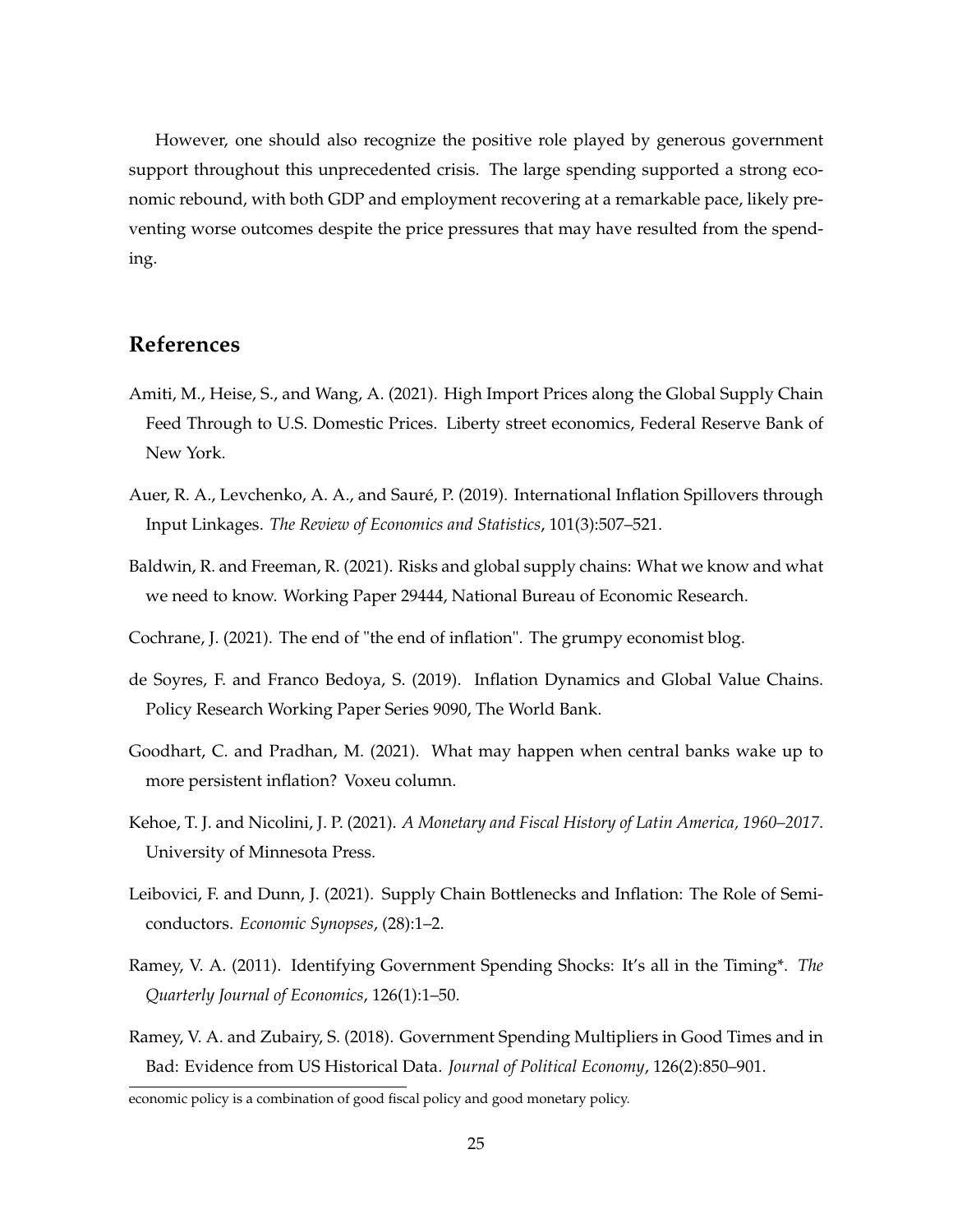However, one should also recognize the positive role played by generous government support throughout this unprecedented crisis. The large spending supported a strong economic rebound, with both GDP and employment recovering at a remarkable pace, likely preventing worse outcomes despite the price pressures that may have resulted from the spending.

## References

Amiti, M., Heise, S., and Wang, A. (2021). High Import Prices along the Global Supply Chain Feed Through to U.S. Domestic Prices. Liberty street economics, Federal Reserve Bank of New York.

Auer, R. A., Levchenko, A. A., and Sauré, P. (2019). International Inflation Spillovers through Input Linkages. *The Review of Economics and Statistics*, 101(3):507–521.

Baldwin, R. and Freeman, R. (2021). Risks and global supply chains: What we know and what we need to know. Working Paper 29444, National Bureau of Economic Research.

Cochrane, J. (2021). The end of "the end of inflation". The grumpy economist blog.

de Soyres, F. and Franco Bedoya, S. (2019). Inflation Dynamics and Global Value Chains. Policy Research Working Paper Series 9090, The World Bank.

Goodhart, C. and Pradhan, M. (2021). What may happen when central banks wake up to more persistent inflation? Voxeu column.

Kehoe, T. J. and Nicolini, J. P. (2021). *A Monetary and Fiscal History of Latin America, 1960–2017*. University of Minnesota Press.

Leibovici, F. and Dunn, J. (2021). Supply Chain Bottlenecks and Inflation: The Role of Semiconductors. *Economic Synopses*, (28):1–2.

Ramey, V. A. (2011). Identifying Government Spending Shocks: It's all in the Timing*. *The Quarterly Journal of Economics*, 126(1):1–50.

Ramey, V. A. and Zubairy, S. (2018). Government Spending Multipliers in Good Times and in Bad: Evidence from US Historical Data. *Journal of Political Economy*, 126(2):850–901.

economic policy is a combination of good fiscal policy and good monetary policy.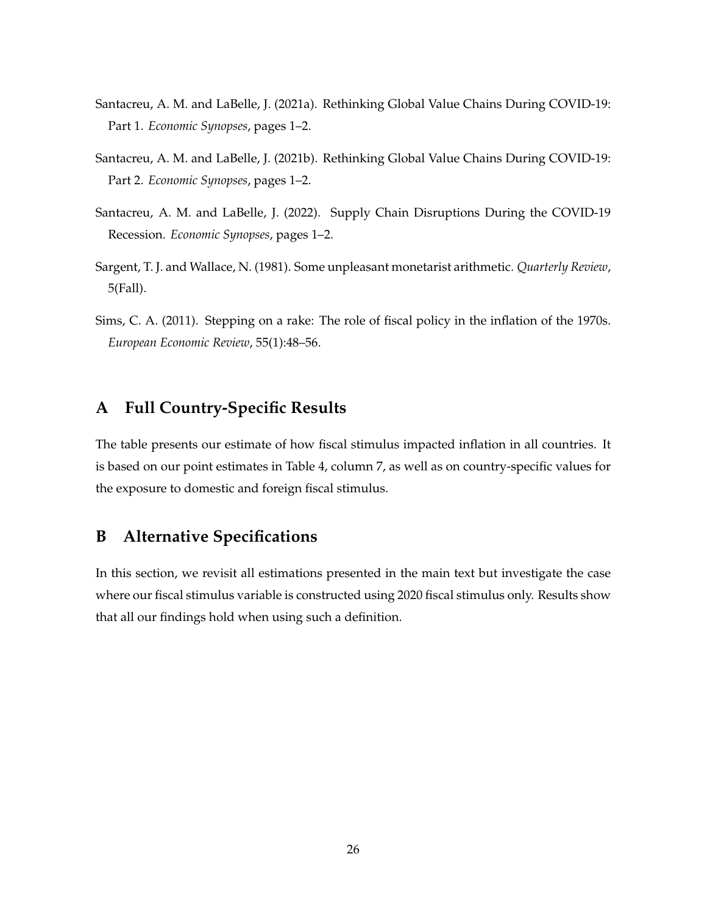Santacreu, A. M. and LaBelle, J. (2021a). Rethinking Global Value Chains During COVID-19: Part 1. *Economic Synopses*, pages 1–2.

Santacreu, A. M. and LaBelle, J. (2021b). Rethinking Global Value Chains During COVID-19: Part 2. *Economic Synopses*, pages 1–2.

Santacreu, A. M. and LaBelle, J. (2022). Supply Chain Disruptions During the COVID-19 Recession. *Economic Synopses*, pages 1–2.

Sargent, T. J. and Wallace, N. (1981). Some unpleasant monetarist arithmetic. *Quarterly Review*, 5(Fall).

Sims, C. A. (2011). Stepping on a rake: The role of fiscal policy in the inflation of the 1970s. *European Economic Review*, 55(1):48–56.

# A Full Country-Specific Results

The table presents our estimate of how fiscal stimulus impacted inflation in all countries. It is based on our point estimates in Table 4, column 7, as well as on country-specific values for the exposure to domestic and foreign fiscal stimulus.

# B Alternative Specifications

In this section, we revisit all estimations presented in the main text but investigate the case where our fiscal stimulus variable is constructed using 2020 fiscal stimulus only. Results show that all our findings hold when using such a definition.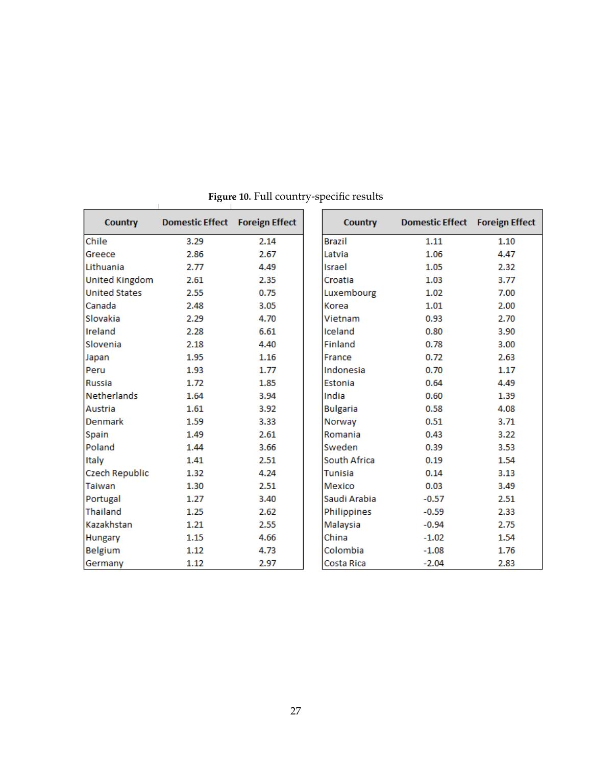**Figure 10.** Full country-specific results

| Country | Domestic Effect | Foreign Effect |
|---|---|---|
| Chile | 3.29 | 2.14 |
| Greece | 2.86 | 2.67 |
| Lithuania | 2.77 | 4.49 |
| United Kingdom | 2.61 | 2.35 |
| United States | 2.55 | 0.75 |
| Canada | 2.48 | 3.05 |
| Slovakia | 2.29 | 4.70 |
| Ireland | 2.28 | 6.61 |
| Slovenia | 2.18 | 4.40 |
| Japan | 1.95 | 1.16 |
| Peru | 1.93 | 1.77 |
| Russia | 1.72 | 1.85 |
| Netherlands | 1.64 | 3.94 |
| Austria | 1.61 | 3.92 |
| Denmark | 1.59 | 3.33 |
| Spain | 1.49 | 2.61 |
| Poland | 1.44 | 3.66 |
| Italy | 1.41 | 2.51 |
| Czech Republic | 1.32 | 4.24 |
| Taiwan | 1.30 | 2.51 |
| Portugal | 1.27 | 3.40 |
| Thailand | 1.25 | 2.62 |
| Kazakhstan | 1.21 | 2.55 |
| Hungary | 1.15 | 4.66 |
| Belgium | 1.12 | 4.73 |
| Germany | 1.12 | 2.97 |

| Country | Domestic Effect | Foreign Effect |
|---|---|---|
| Brazil | 1.11 | 1.10 |
| Latvia | 1.06 | 4.47 |
| Israel | 1.05 | 2.32 |
| Croatia | 1.03 | 3.77 |
| Luxembourg | 1.02 | 7.00 |
| Korea | 1.01 | 2.00 |
| Vietnam | 0.93 | 2.70 |
| Iceland | 0.80 | 3.90 |
| Finland | 0.78 | 3.00 |
| France | 0.72 | 2.63 |
| Indonesia | 0.70 | 1.17 |
| Estonia | 0.64 | 4.49 |
| India | 0.60 | 1.39 |
| Bulgaria | 0.58 | 4.08 |
| Norway | 0.51 | 3.71 |
| Romania | 0.43 | 3.22 |
| Sweden | 0.39 | 3.53 |
| South Africa | 0.19 | 1.54 |
| Tunisia | 0.14 | 3.13 |
| Mexico | 0.03 | 3.49 |
| Saudi Arabia | -0.57 | 2.51 |
| Philippines | -0.59 | 2.33 |
| Malaysia | -0.94 | 2.75 |
| China | -1.02 | 1.54 |
| Colombia | -1.08 | 1.76 |
| Costa Rica | -2.04 | 2.83 |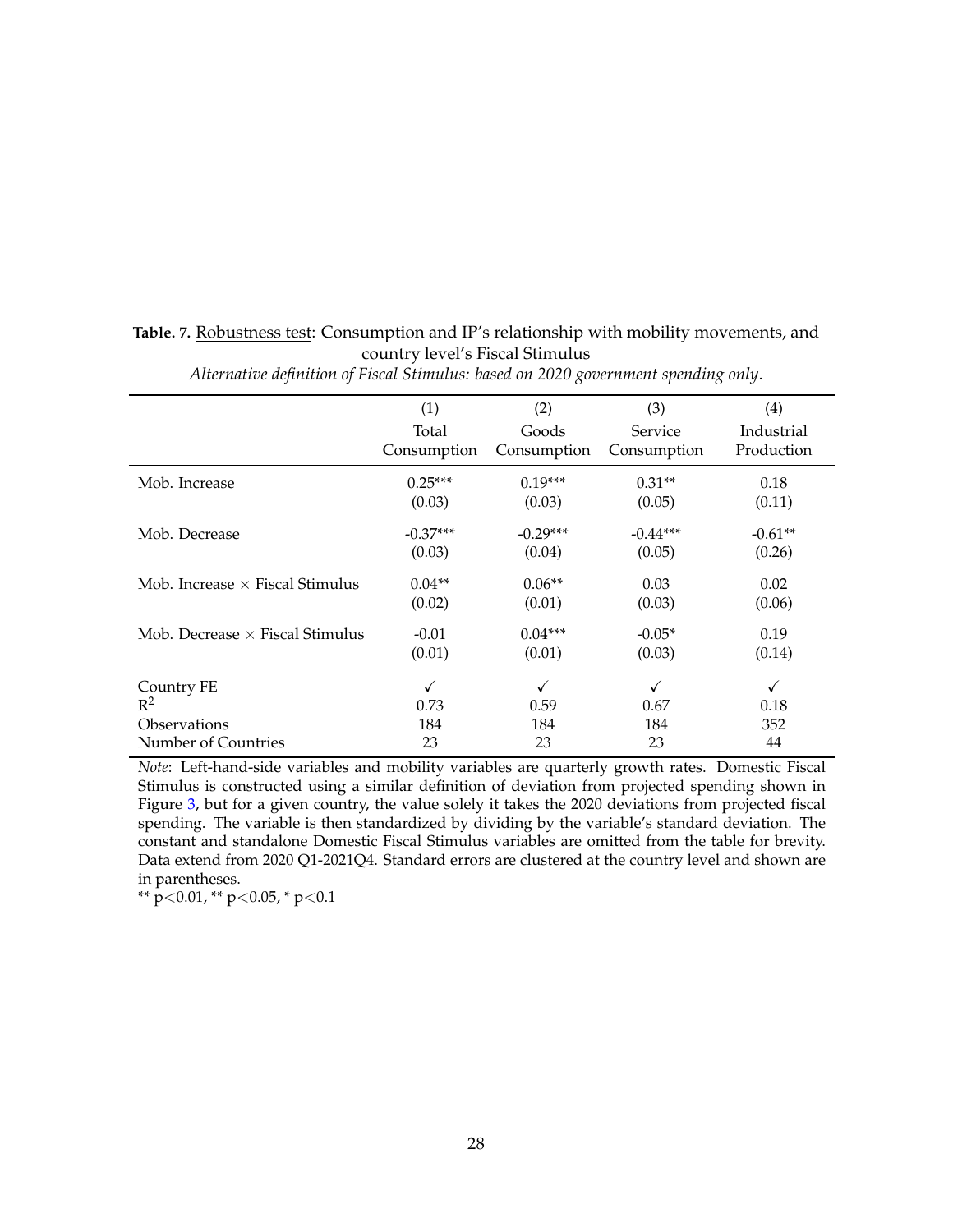**Table. 7.** Robustness test: Consumption and IP's relationship with mobility movements, and country level's Fiscal Stimulus

*Alternative definition of Fiscal Stimulus: based on 2020 government spending only.*

| | (1) | (2) | (3) | (4) |
|---|---|---|---|---|
| | Total Consumption | Goods Consumption | Service Consumption | Industrial Production |
| Mob. Increase | 0.25*** | 0.19*** | 0.31** | 0.18 |
| | (0.03) | (0.03) | (0.05) | (0.11) |
| Mob. Decrease | -0.37*** | -0.29*** | -0.44*** | -0.61** |
| | (0.03) | (0.04) | (0.05) | (0.26) |
| Mob. Increase × Fiscal Stimulus | 0.04** | 0.06** | 0.03 | 0.02 |
| | (0.02) | (0.01) | (0.03) | (0.06) |
| Mob. Decrease × Fiscal Stimulus | -0.01 | 0.04*** | -0.05* | 0.19 |
| | (0.01) | (0.01) | (0.03) | (0.14) |
| Country FE | ✓ | ✓ | ✓ | ✓ |
| $R^2$ | 0.73 | 0.59 | 0.67 | 0.18 |
| Observations | 184 | 184 | 184 | 352 |
| Number of Countries | 23 | 23 | 23 | 44 |

*Note*: Left-hand-side variables and mobility variables are quarterly growth rates. Domestic Fiscal Stimulus is constructed using a similar definition of deviation from projected spending shown in Figure 3, but for a given country, the value solely it takes the 2020 deviations from projected fiscal spending. The variable is then standardized by dividing by the variable's standard deviation. The constant and standalone Domestic Fiscal Stimulus variables are omitted from the table for brevity. Data extend from 2020 Q1-2021Q4. Standard errors are clustered at the country level and shown are in parentheses.

** $p<0.01$, ** $p<0.05$, * $p<0.1$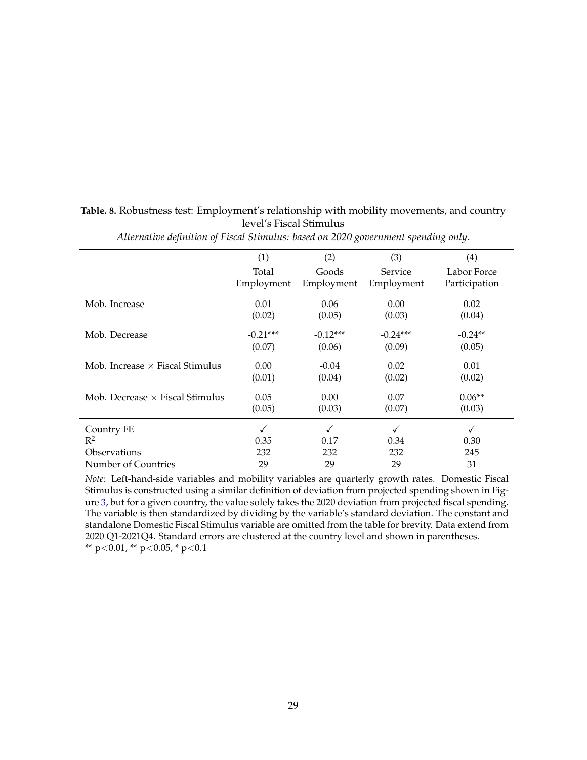**Table. 8.** Robustness test: Employment's relationship with mobility movements, and country level's Fiscal Stimulus

*Alternative definition of Fiscal Stimulus: based on 2020 government spending only.*

| | (1) | (2) | (3) | (4) |
|---|---|---|---|---|
| | Total Employment | Goods Employment | Service Employment | Labor Force Participation |
| Mob. Increase | 0.01 | 0.06 | 0.00 | 0.02 |
| | (0.02) | (0.05) | (0.03) | (0.04) |
| Mob. Decrease | -0.21*** | -0.12*** | -0.24*** | -0.24** |
| | (0.07) | (0.06) | (0.09) | (0.05) |
| Mob. Increase × Fiscal Stimulus | 0.00 | -0.04 | 0.02 | 0.01 |
| | (0.01) | (0.04) | (0.02) | (0.02) |
| Mob. Decrease × Fiscal Stimulus | 0.05 | 0.00 | 0.07 | 0.06** |
| | (0.05) | (0.03) | (0.07) | (0.03) |
| Country FE | ✓ | ✓ | ✓ | ✓ |
| $R^2$ | 0.35 | 0.17 | 0.34 | 0.30 |
| Observations | 232 | 232 | 232 | 245 |
| Number of Countries | 29 | 29 | 29 | 31 |

*Note*: Left-hand-side variables and mobility variables are quarterly growth rates. Domestic Fiscal Stimulus is constructed using a similar definition of deviation from projected spending shown in Figure 3, but for a given country, the value solely takes the 2020 deviation from projected fiscal spending. The variable is then standardized by dividing by the variable's standard deviation. The constant and standalone Domestic Fiscal Stimulus variable are omitted from the table for brevity. Data extend from 2020 Q1-2021Q4. Standard errors are clustered at the country level and shown in parentheses.
** $p<0.01$, ** $p<0.05$, * $p<0.1$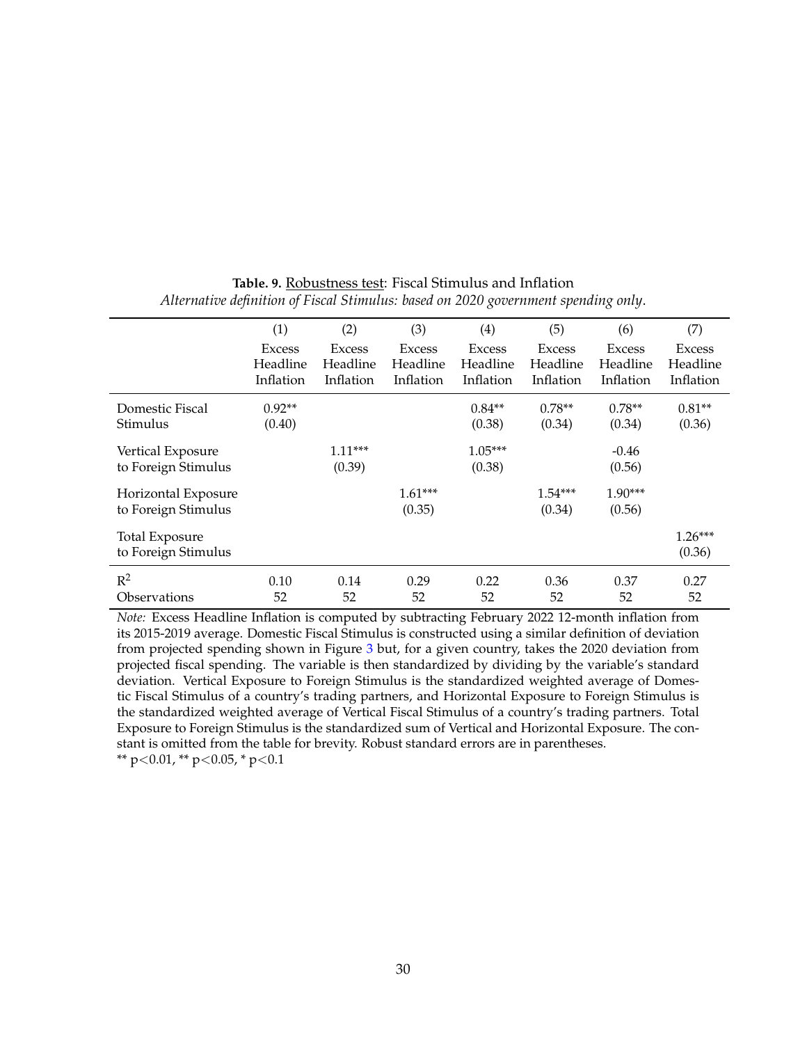**Table. 9.** Robustness test: Fiscal Stimulus and Inflation

*Alternative definition of Fiscal Stimulus: based on 2020 government spending only.*

| | (1) | (2) | (3) | (4) | (5) | (6) | (7) |
|---|---|---|---|---|---|---|---|
| | Excess Headline Inflation | Excess Headline Inflation | Excess Headline Inflation | Excess Headline Inflation | Excess Headline Inflation | Excess Headline Inflation | Excess Headline Inflation |
| Domestic Fiscal Stimulus | 0.92** | | | 0.84** | 0.78** | 0.78** | 0.81** |
| | (0.40) | | | (0.38) | (0.34) | (0.34) | (0.36) |
| Vertical Exposure to Foreign Stimulus | | 1.11*** | | 1.05*** | | -0.46 | |
| | | (0.39) | | (0.38) | | (0.56) | |
| Horizontal Exposure to Foreign Stimulus | | | 1.61*** | | 1.54*** | 1.90*** | |
| | | | (0.35) | | (0.34) | (0.56) | |
| Total Exposure to Foreign Stimulus | | | | | | | 1.26*** |
| | | | | | | | (0.36) |
| $R^2$ | 0.10 | 0.14 | 0.29 | 0.22 | 0.36 | 0.37 | 0.27 |
| Observations | 52 | 52 | 52 | 52 | 52 | 52 | 52 |

*Note:* Excess Headline Inflation is computed by subtracting February 2022 12-month inflation from its 2015-2019 average. Domestic Fiscal Stimulus is constructed using a similar definition of deviation from projected spending shown in Figure 3 but, for a given country, takes the 2020 deviation from projected fiscal spending. The variable is then standardized by dividing by the variable's standard deviation. Vertical Exposure to Foreign Stimulus is the standardized weighted average of Domestic Fiscal Stimulus of a country's trading partners, and Horizontal Exposure to Foreign Stimulus is the standardized weighted average of Vertical Fiscal Stimulus of a country's trading partners. Total Exposure to Foreign Stimulus is the standardized sum of Vertical and Horizontal Exposure. The constant is omitted from the table for brevity. Robust standard errors are in parentheses.
** $p<0.01$, ** $p<0.05$, * $p<0.1$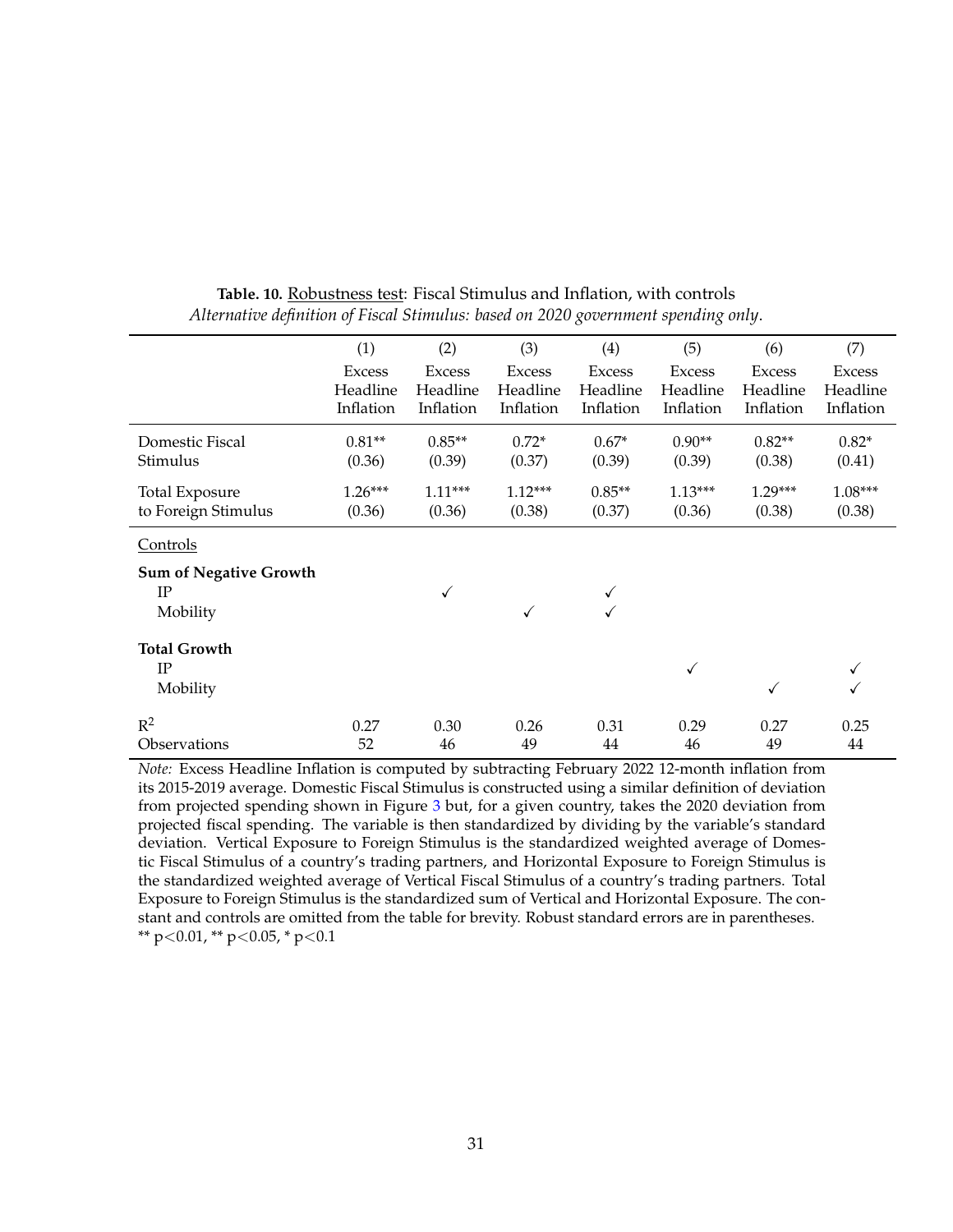**Table. 10.** Robustness test: Fiscal Stimulus and Inflation, with controls
*Alternative definition of Fiscal Stimulus: based on 2020 government spending only.*

| | (1) | (2) | (3) | (4) | (5) | (6) | (7) |
|---|---|---|---|---|---|---|---|
| | Excess Headline Inflation | Excess Headline Inflation | Excess Headline Inflation | Excess Headline Inflation | Excess Headline Inflation | Excess Headline Inflation | Excess Headline Inflation |
| Domestic Fiscal Stimulus | 0.81** | 0.85** | 0.72* | 0.67* | 0.90** | 0.82** | 0.82* |
| | (0.36) | (0.39) | (0.37) | (0.39) | (0.39) | (0.38) | (0.41) |
| Total Exposure to Foreign Stimulus | 1.26*** | 1.11*** | 1.12*** | 0.85** | 1.13*** | 1.29*** | 1.08*** |
| | (0.36) | (0.36) | (0.38) | (0.37) | (0.36) | (0.38) | (0.38) |
| Controls | | | | | | | |
| **Sum of Negative Growth** | | | | | | | |
| IP | | ✓ | | ✓ | | | |
| Mobility | | | ✓ | ✓ | | | |
| **Total Growth** | | | | | | | |
| IP | | | | | ✓ | | ✓ |
| Mobility | | | | | | ✓ | ✓ |
| $R^2$ | 0.27 | 0.30 | 0.26 | 0.31 | 0.29 | 0.27 | 0.25 |
| Observations | 52 | 46 | 49 | 44 | 46 | 49 | 44 |

*Note:* Excess Headline Inflation is computed by subtracting February 2022 12-month inflation from its 2015-2019 average. Domestic Fiscal Stimulus is constructed using a similar definition of deviation from projected spending shown in Figure 3 but, for a given country, takes the 2020 deviation from projected fiscal spending. The variable is then standardized by dividing by the variable's standard deviation. Vertical Exposure to Foreign Stimulus is the standardized weighted average of Domestic Fiscal Stimulus of a country's trading partners, and Horizontal Exposure to Foreign Stimulus is the standardized weighted average of Vertical Fiscal Stimulus of a country's trading partners. Total Exposure to Foreign Stimulus is the standardized sum of Vertical and Horizontal Exposure. The constant and controls are omitted from the table for brevity. Robust standard errors are in parentheses.
** $p<0.01$, ** $p<0.05$, * $p<0.1$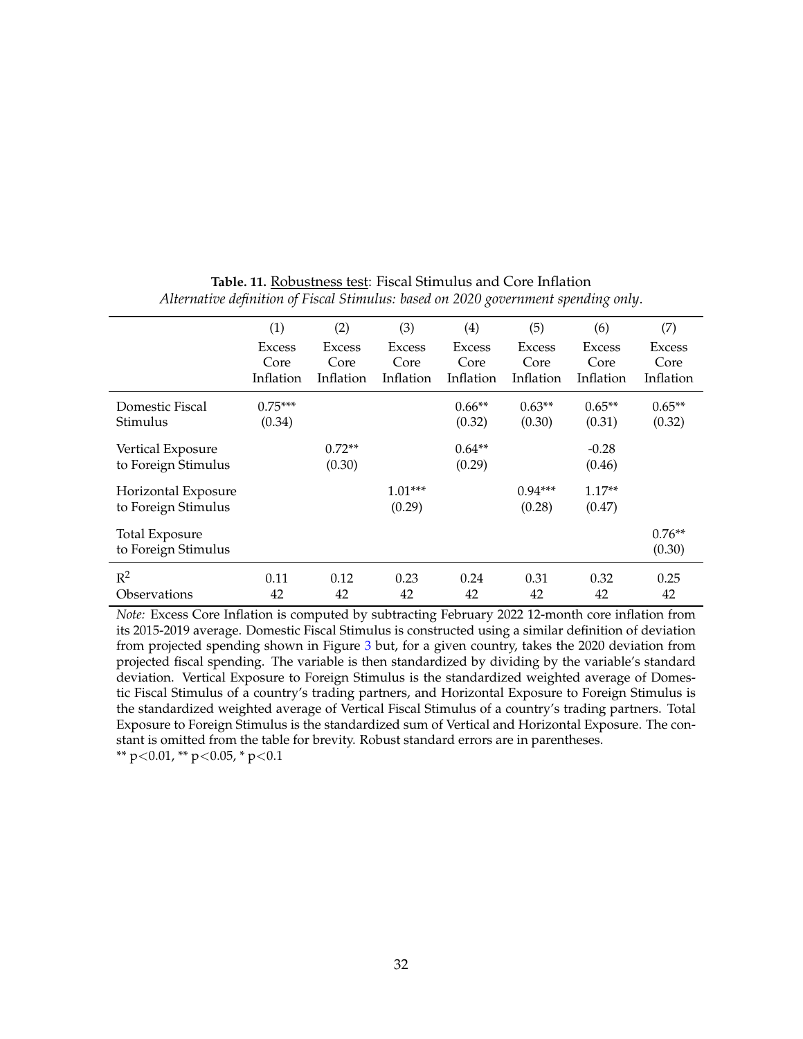**Table. 11.** Robustness test: Fiscal Stimulus and Core Inflation
*Alternative definition of Fiscal Stimulus: based on 2020 government spending only.*

| | (1) | (2) | (3) | (4) | (5) | (6) | (7) |
|---|---|---|---|---|---|---|---|
| | Excess Core Inflation | Excess Core Inflation | Excess Core Inflation | Excess Core Inflation | Excess Core Inflation | Excess Core Inflation | Excess Core Inflation |
| Domestic Fiscal Stimulus | 0.75*** | | | 0.66** | 0.63** | 0.65** | 0.65** |
| | (0.34) | | | (0.32) | (0.30) | (0.31) | (0.32) |
| Vertical Exposure to Foreign Stimulus | | 0.72** | | 0.64** | | -0.28 | |
| | | (0.30) | | (0.29) | | (0.46) | |
| Horizontal Exposure to Foreign Stimulus | | | 1.01*** | | 0.94*** | 1.17** | |
| | | | (0.29) | | (0.28) | (0.47) | |
| Total Exposure to Foreign Stimulus | | | | | | | 0.76** |
| | | | | | | | (0.30) |
| $R^2$ | 0.11 | 0.12 | 0.23 | 0.24 | 0.31 | 0.32 | 0.25 |
| Observations | 42 | 42 | 42 | 42 | 42 | 42 | 42 |

*Note:* Excess Core Inflation is computed by subtracting February 2022 12-month core inflation from its 2015-2019 average. Domestic Fiscal Stimulus is constructed using a similar definition of deviation from projected spending shown in Figure 3 but, for a given country, takes the 2020 deviation from projected fiscal spending. The variable is then standardized by dividing by the variable's standard deviation. Vertical Exposure to Foreign Stimulus is the standardized weighted average of Domestic Fiscal Stimulus of a country's trading partners, and Horizontal Exposure to Foreign Stimulus is the standardized weighted average of Vertical Fiscal Stimulus of a country's trading partners. Total Exposure to Foreign Stimulus is the standardized sum of Vertical and Horizontal Exposure. The constant is omitted from the table for brevity. Robust standard errors are in parentheses.
** $p<0.01$, ** $p<0.05$, * $p<0.1$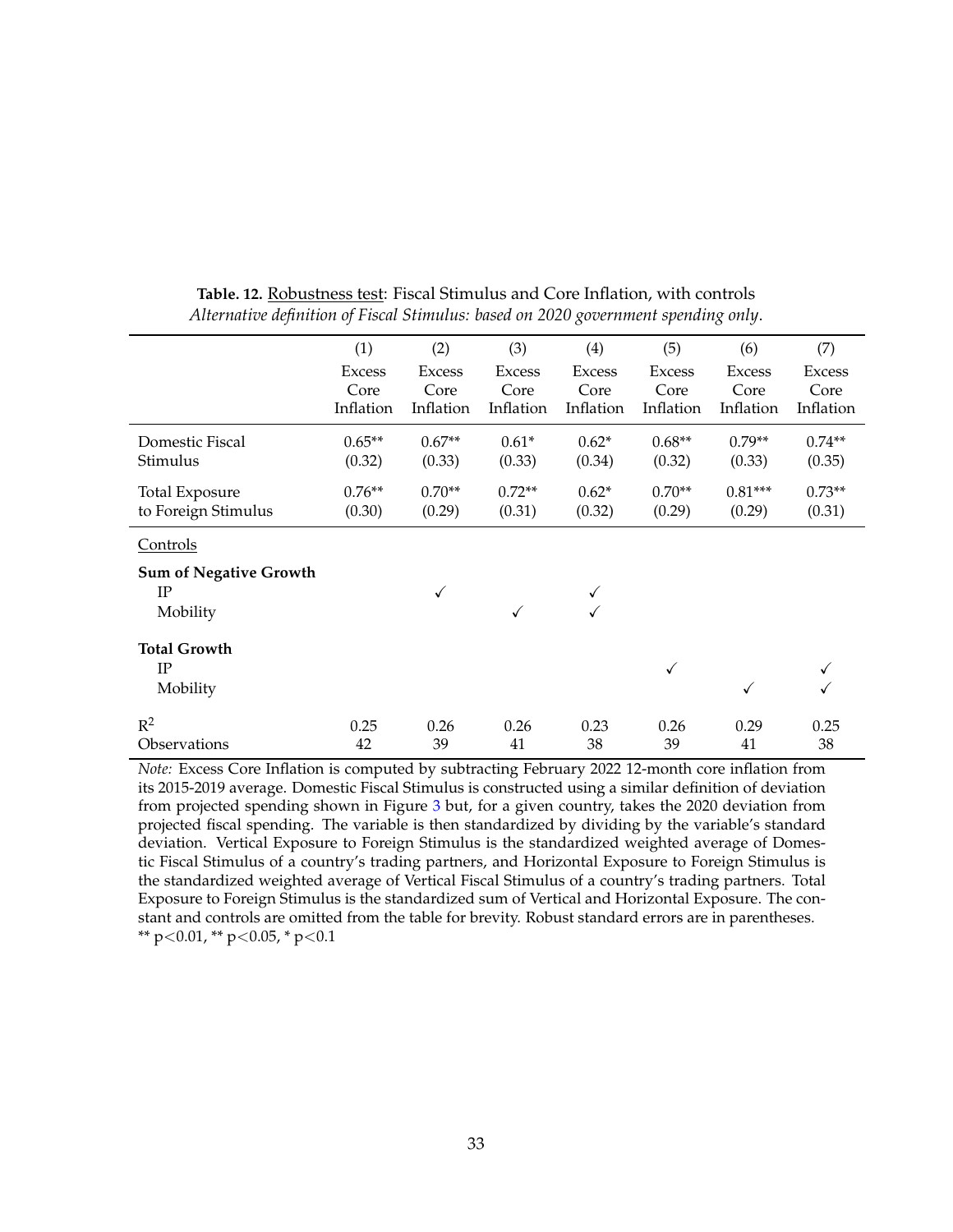**Table. 12.** Robustness test: Fiscal Stimulus and Core Inflation, with controls
*Alternative definition of Fiscal Stimulus: based on 2020 government spending only.*

| | (1) | (2) | (3) | (4) | (5) | (6) | (7) |
|---|---|---|---|---|---|---|---|
| | Excess Core Inflation | Excess Core Inflation | Excess Core Inflation | Excess Core Inflation | Excess Core Inflation | Excess Core Inflation | Excess Core Inflation |
| Domestic Fiscal Stimulus | 0.65** | 0.67** | 0.61* | 0.62* | 0.68** | 0.79** | 0.74** |
| | (0.32) | (0.33) | (0.33) | (0.34) | (0.32) | (0.33) | (0.35) |
| Total Exposure to Foreign Stimulus | 0.76** | 0.70** | 0.72** | 0.62* | 0.70** | 0.81*** | 0.73** |
| | (0.30) | (0.29) | (0.31) | (0.32) | (0.29) | (0.29) | (0.31) |
| Controls | | | | | | | |
| **Sum of Negative Growth** | | | | | | | |
| IP | | ✓ | | ✓ | | | |
| Mobility | | | ✓ | ✓ | | | |
| **Total Growth** | | | | | | | |
| IP | | | | | ✓ | | ✓ |
| Mobility | | | | | | ✓ | ✓ |
| $R^2$ | 0.25 | 0.26 | 0.26 | 0.23 | 0.26 | 0.29 | 0.25 |
| Observations | 42 | 39 | 41 | 38 | 39 | 41 | 38 |

*Note:* Excess Core Inflation is computed by subtracting February 2022 12-month core inflation from its 2015-2019 average. Domestic Fiscal Stimulus is constructed using a similar definition of deviation from projected spending shown in Figure 3 but, for a given country, takes the 2020 deviation from projected fiscal spending. The variable is then standardized by dividing by the variable's standard deviation. Vertical Exposure to Foreign Stimulus is the standardized weighted average of Domestic Fiscal Stimulus of a country's trading partners, and Horizontal Exposure to Foreign Stimulus is the standardized weighted average of Vertical Fiscal Stimulus of a country's trading partners. Total Exposure to Foreign Stimulus is the standardized sum of Vertical and Horizontal Exposure. The constant and controls are omitted from the table for brevity. Robust standard errors are in parentheses.
** $p<0.01$, ** $p<0.05$, * $p<0.1$